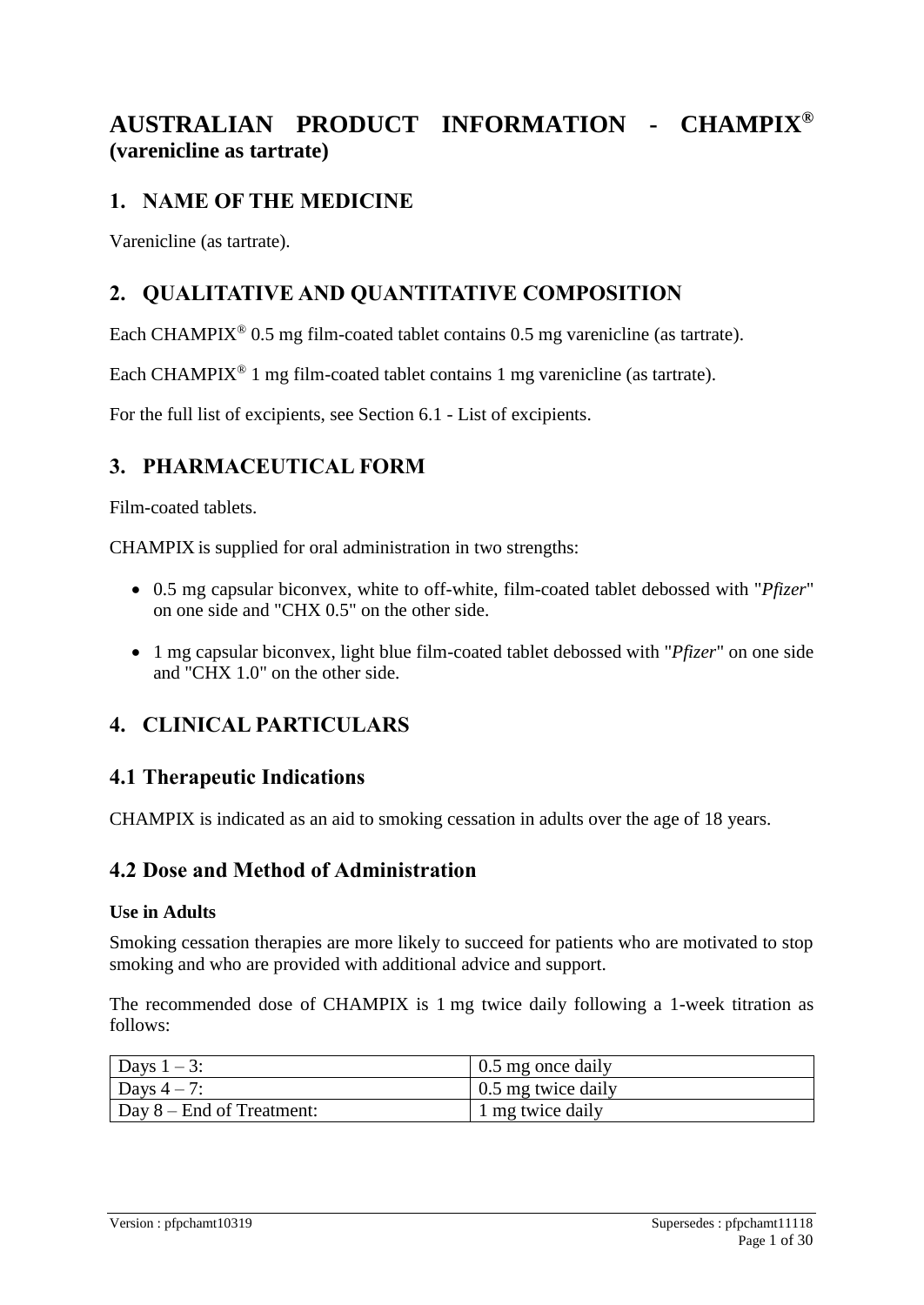# AUSTRALIAN PRODUCT INFORMATION - CHAMPIX® (varenicline as tartrate)

## 1. NAME OF THE MEDICINE

Varenicline (as tartrate).

## 2. QUALITATIVE AND QUANTITATIVE COMPOSITION

Each CHAMPIX® 0.5 mg film-coated tablet contains 0.5 mg varenicline (as tartrate).

Each CHAMPIX® 1 mg film-coated tablet contains 1 mg varenicline (as tartrate).

For the full list of excipients, see Section 6.1 - List of excipients.

## 3. PHARMACEUTICAL FORM

Film-coated tablets.

CHAMPIX is supplied for oral administration in two strengths:

- 0.5 mg capsular biconvex, white to off-white, film-coated tablet debossed with "*Pfizer*" on one side and "CHX 0.5" on the other side.
- 1 mg capsular biconvex, light blue film-coated tablet debossed with "*Pfizer*" on one side and "CHX 1.0" on the other side.

## 4. CLINICAL PARTICULARS

### 4.1 Therapeutic Indications

CHAMPIX is indicated as an aid to smoking cessation in adults over the age of 18 years.

### 4.2 Dose and Method of Administration

**Use in Adults**

Smoking cessation therapies are more likely to succeed for patients who are motivated to stop smoking and who are provided with additional advice and support.

The recommended dose of CHAMPIX is 1 mg twice daily following a 1-week titration as follows:

| Days 1 – 3: | 0.5 mg once daily |
|---|---|
| Days 4 – 7: | 0.5 mg twice daily |
| Day 8 – End of Treatment: | 1 mg twice daily |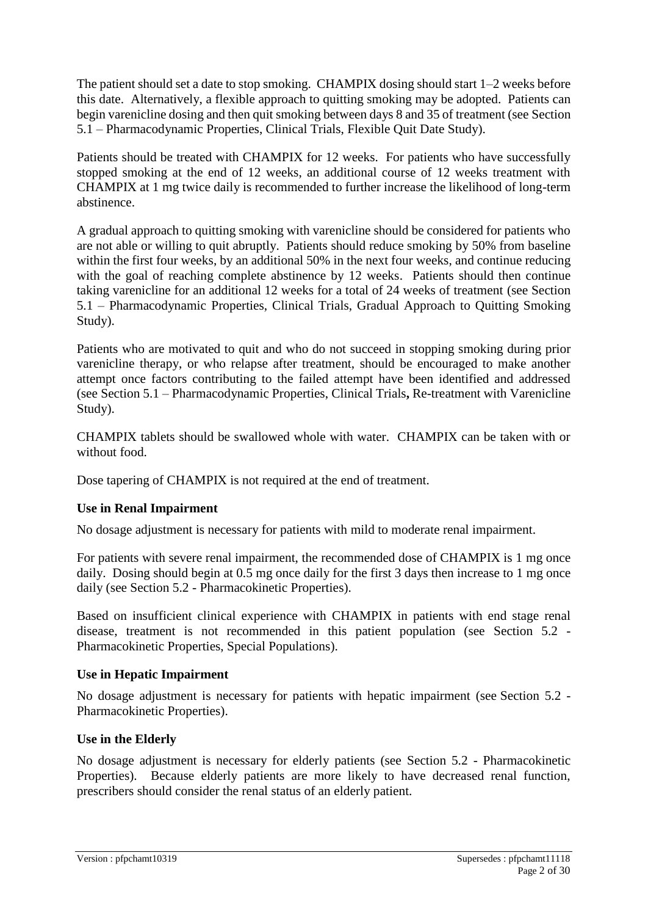The patient should set a date to stop smoking. CHAMPIX dosing should start 1–2 weeks before this date. Alternatively, a flexible approach to quitting smoking may be adopted. Patients can begin varenicline dosing and then quit smoking between days 8 and 35 of treatment (see Section 5.1 – Pharmacodynamic Properties, Clinical Trials, Flexible Quit Date Study).

Patients should be treated with CHAMPIX for 12 weeks. For patients who have successfully stopped smoking at the end of 12 weeks, an additional course of 12 weeks treatment with CHAMPIX at 1 mg twice daily is recommended to further increase the likelihood of long-term abstinence.

A gradual approach to quitting smoking with varenicline should be considered for patients who are not able or willing to quit abruptly. Patients should reduce smoking by 50% from baseline within the first four weeks, by an additional 50% in the next four weeks, and continue reducing with the goal of reaching complete abstinence by 12 weeks. Patients should then continue taking varenicline for an additional 12 weeks for a total of 24 weeks of treatment (see Section 5.1 – Pharmacodynamic Properties, Clinical Trials, Gradual Approach to Quitting Smoking Study).

Patients who are motivated to quit and who do not succeed in stopping smoking during prior varenicline therapy, or who relapse after treatment, should be encouraged to make another attempt once factors contributing to the failed attempt have been identified and addressed (see Section 5.1 – Pharmacodynamic Properties, Clinical Trials**,** Re-treatment with Varenicline Study).

CHAMPIX tablets should be swallowed whole with water. CHAMPIX can be taken with or without food.

Dose tapering of CHAMPIX is not required at the end of treatment.

**Use in Renal Impairment**

No dosage adjustment is necessary for patients with mild to moderate renal impairment.

For patients with severe renal impairment, the recommended dose of CHAMPIX is 1 mg once daily. Dosing should begin at 0.5 mg once daily for the first 3 days then increase to 1 mg once daily (see Section 5.2 - Pharmacokinetic Properties).

Based on insufficient clinical experience with CHAMPIX in patients with end stage renal disease, treatment is not recommended in this patient population (see Section 5.2 - Pharmacokinetic Properties, Special Populations).

**Use in Hepatic Impairment**

No dosage adjustment is necessary for patients with hepatic impairment (see Section 5.2 - Pharmacokinetic Properties).

**Use in the Elderly**

No dosage adjustment is necessary for elderly patients (see Section 5.2 - Pharmacokinetic Properties). Because elderly patients are more likely to have decreased renal function, prescribers should consider the renal status of an elderly patient.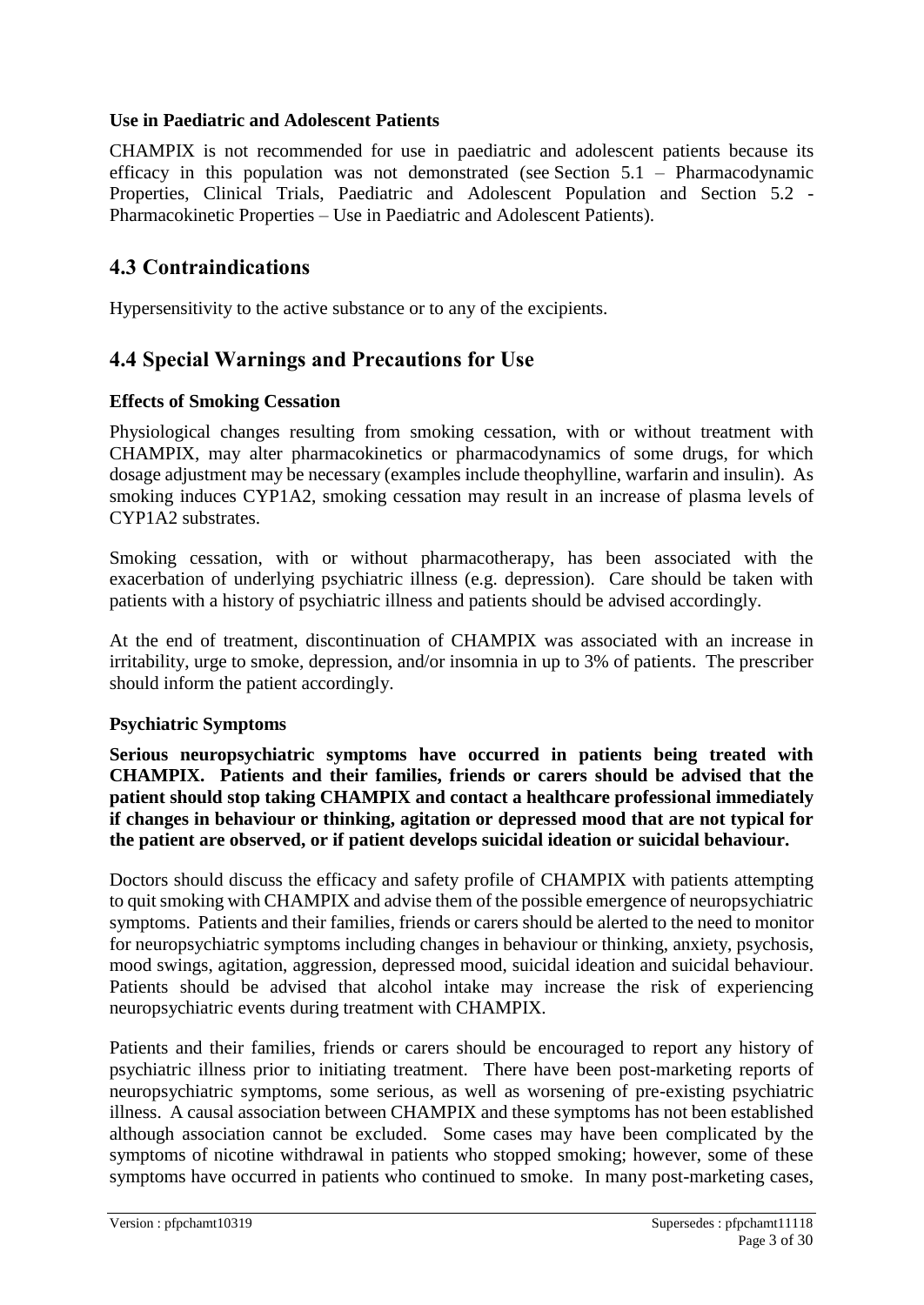### Use in Paediatric and Adolescent Patients

CHAMPIX is not recommended for use in paediatric and adolescent patients because its efficacy in this population was not demonstrated (see Section 5.1 – Pharmacodynamic Properties, Clinical Trials, Paediatric and Adolescent Population and Section 5.2 - Pharmacokinetic Properties – Use in Paediatric and Adolescent Patients).

## 4.3 Contraindications

Hypersensitivity to the active substance or to any of the excipients.

## 4.4 Special Warnings and Precautions for Use

### Effects of Smoking Cessation

Physiological changes resulting from smoking cessation, with or without treatment with CHAMPIX, may alter pharmacokinetics or pharmacodynamics of some drugs, for which dosage adjustment may be necessary (examples include theophylline, warfarin and insulin). As smoking induces CYP1A2, smoking cessation may result in an increase of plasma levels of CYP1A2 substrates.

Smoking cessation, with or without pharmacotherapy, has been associated with the exacerbation of underlying psychiatric illness (e.g. depression). Care should be taken with patients with a history of psychiatric illness and patients should be advised accordingly.

At the end of treatment, discontinuation of CHAMPIX was associated with an increase in irritability, urge to smoke, depression, and/or insomnia in up to 3% of patients. The prescriber should inform the patient accordingly.

### Psychiatric Symptoms

**Serious neuropsychiatric symptoms have occurred in patients being treated with CHAMPIX. Patients and their families, friends or carers should be advised that the patient should stop taking CHAMPIX and contact a healthcare professional immediately if changes in behaviour or thinking, agitation or depressed mood that are not typical for the patient are observed, or if patient develops suicidal ideation or suicidal behaviour.**

Doctors should discuss the efficacy and safety profile of CHAMPIX with patients attempting to quit smoking with CHAMPIX and advise them of the possible emergence of neuropsychiatric symptoms. Patients and their families, friends or carers should be alerted to the need to monitor for neuropsychiatric symptoms including changes in behaviour or thinking, anxiety, psychosis, mood swings, agitation, aggression, depressed mood, suicidal ideation and suicidal behaviour. Patients should be advised that alcohol intake may increase the risk of experiencing neuropsychiatric events during treatment with CHAMPIX.

Patients and their families, friends or carers should be encouraged to report any history of psychiatric illness prior to initiating treatment. There have been post-marketing reports of neuropsychiatric symptoms, some serious, as well as worsening of pre-existing psychiatric illness. A causal association between CHAMPIX and these symptoms has not been established although association cannot be excluded. Some cases may have been complicated by the symptoms of nicotine withdrawal in patients who stopped smoking; however, some of these symptoms have occurred in patients who continued to smoke. In many post-marketing cases,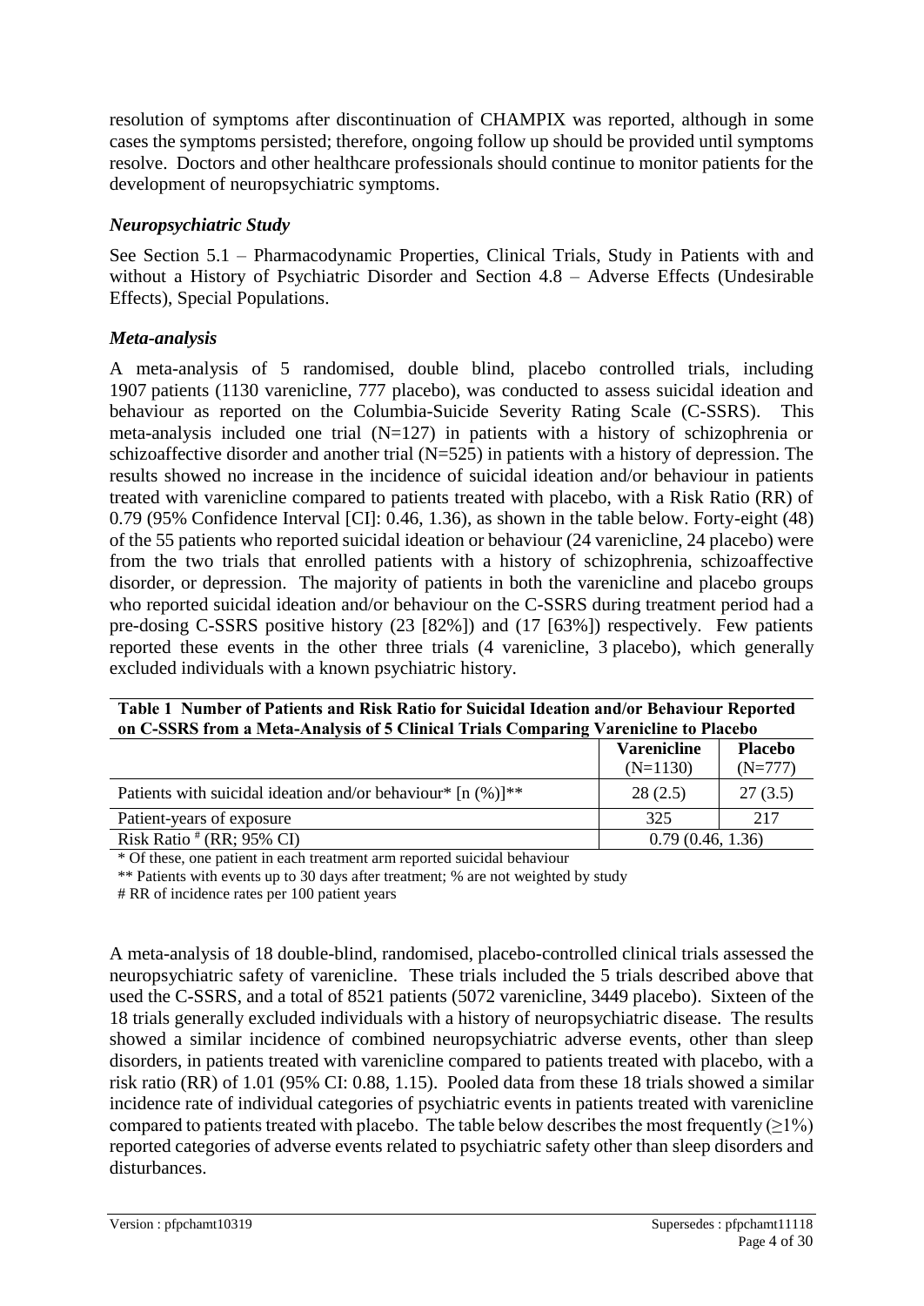resolution of symptoms after discontinuation of CHAMPIX was reported, although in some cases the symptoms persisted; therefore, ongoing follow up should be provided until symptoms resolve. Doctors and other healthcare professionals should continue to monitor patients for the development of neuropsychiatric symptoms.

### *Neuropsychiatric Study*

See Section 5.1 – Pharmacodynamic Properties, Clinical Trials, Study in Patients with and without a History of Psychiatric Disorder and Section 4.8 – Adverse Effects (Undesirable Effects), Special Populations.

### *Meta-analysis*

A meta-analysis of 5 randomised, double blind, placebo controlled trials, including 1907 patients (1130 varenicline, 777 placebo), was conducted to assess suicidal ideation and behaviour as reported on the Columbia-Suicide Severity Rating Scale (C-SSRS). This meta-analysis included one trial (N=127) in patients with a history of schizophrenia or schizoaffective disorder and another trial (N=525) in patients with a history of depression. The results showed no increase in the incidence of suicidal ideation and/or behaviour in patients treated with varenicline compared to patients treated with placebo, with a Risk Ratio (RR) of 0.79 (95% Confidence Interval [CI]: 0.46, 1.36), as shown in the table below. Forty-eight (48) of the 55 patients who reported suicidal ideation or behaviour (24 varenicline, 24 placebo) were from the two trials that enrolled patients with a history of schizophrenia, schizoaffective disorder, or depression. The majority of patients in both the varenicline and placebo groups who reported suicidal ideation and/or behaviour on the C-SSRS during treatment period had a pre-dosing C-SSRS positive history (23 [82%]) and (17 [63%]) respectively. Few patients reported these events in the other three trials (4 varenicline, 3 placebo), which generally excluded individuals with a known psychiatric history.

**Table 1 Number of Patients and Risk Ratio for Suicidal Ideation and/or Behaviour Reported on C-SSRS from a Meta-Analysis of 5 Clinical Trials Comparing Varenicline to Placebo**

| | **Varenicline** (N=1130) | **Placebo** (N=777) |
|---|---|---|
| Patients with suicidal ideation and/or behaviour* [n (%)]** | 28 (2.5) | 27 (3.5) |
| Patient-years of exposure | 325 | 217 |
| Risk Ratio # (RR; 95% CI) | 0.79 (0.46, 1.36) | |

\* Of these, one patient in each treatment arm reported suicidal behaviour

\** Patients with events up to 30 days after treatment; % are not weighted by study

\# RR of incidence rates per 100 patient years

A meta-analysis of 18 double-blind, randomised, placebo-controlled clinical trials assessed the neuropsychiatric safety of varenicline. These trials included the 5 trials described above that used the C-SSRS, and a total of 8521 patients (5072 varenicline, 3449 placebo). Sixteen of the 18 trials generally excluded individuals with a history of neuropsychiatric disease. The results showed a similar incidence of combined neuropsychiatric adverse events, other than sleep disorders, in patients treated with varenicline compared to patients treated with placebo, with a risk ratio (RR) of 1.01 (95% CI: 0.88, 1.15). Pooled data from these 18 trials showed a similar incidence rate of individual categories of psychiatric events in patients treated with varenicline compared to patients treated with placebo. The table below describes the most frequently ($\geq$1%) reported categories of adverse events related to psychiatric safety other than sleep disorders and disturbances.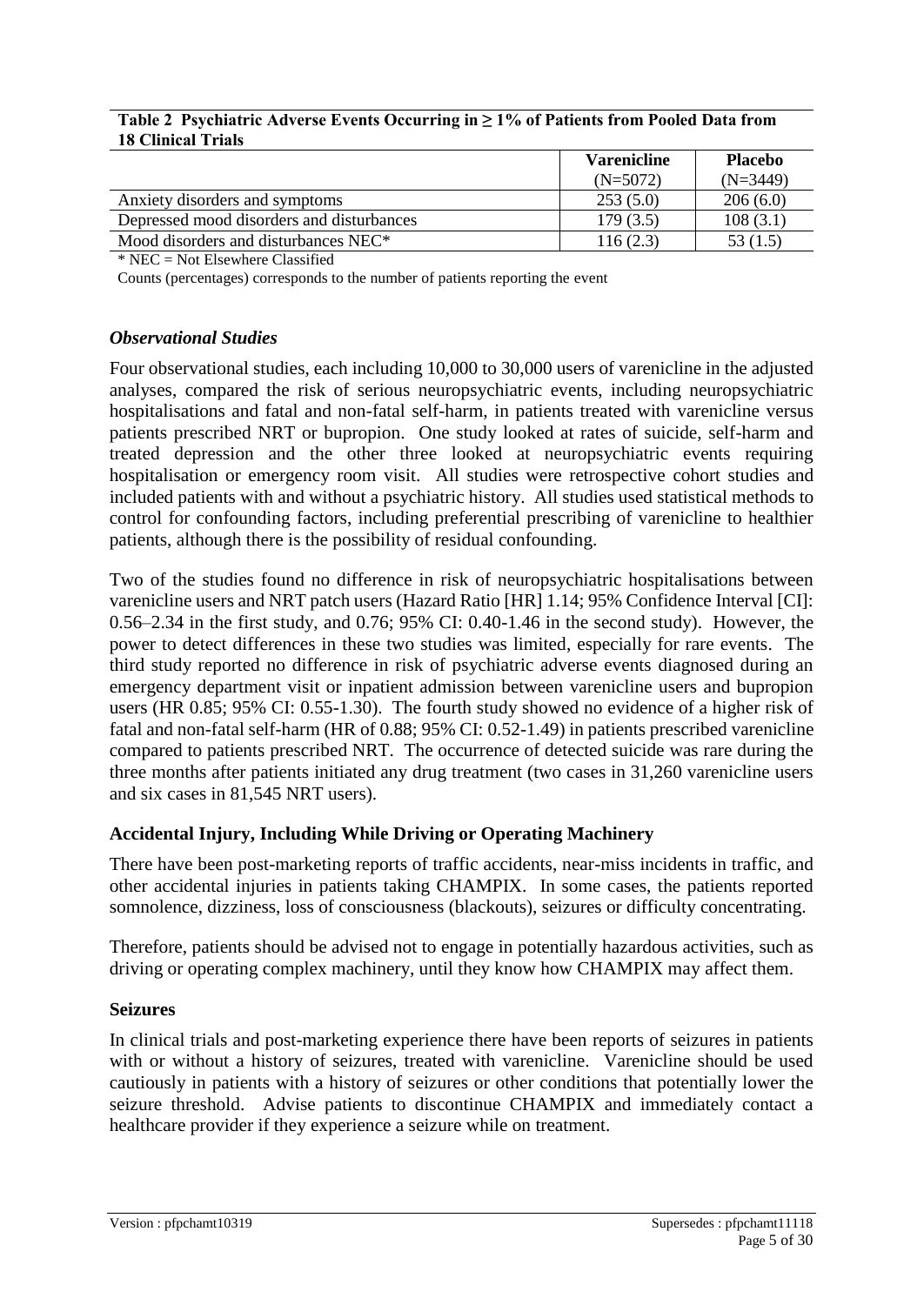**Table 2 Psychiatric Adverse Events Occurring in ≥ 1% of Patients from Pooled Data from 18 Clinical Trials**

| | Varenicline (N=5072) | Placebo (N=3449) |
|---|---|---|
| Anxiety disorders and symptoms | 253 (5.0) | 206 (6.0) |
| Depressed mood disorders and disturbances | 179 (3.5) | 108 (3.1) |
| Mood disorders and disturbances NEC* | 116 (2.3) | 53 (1.5) |

\* NEC = Not Elsewhere Classified

Counts (percentages) corresponds to the number of patients reporting the event

### *Observational Studies*

Four observational studies, each including 10,000 to 30,000 users of varenicline in the adjusted analyses, compared the risk of serious neuropsychiatric events, including neuropsychiatric hospitalisations and fatal and non-fatal self-harm, in patients treated with varenicline versus patients prescribed NRT or bupropion. One study looked at rates of suicide, self-harm and treated depression and the other three looked at neuropsychiatric events requiring hospitalisation or emergency room visit. All studies were retrospective cohort studies and included patients with and without a psychiatric history. All studies used statistical methods to control for confounding factors, including preferential prescribing of varenicline to healthier patients, although there is the possibility of residual confounding.

Two of the studies found no difference in risk of neuropsychiatric hospitalisations between varenicline users and NRT patch users (Hazard Ratio [HR] 1.14; 95% Confidence Interval [CI]: 0.56–2.34 in the first study, and 0.76; 95% CI: 0.40-1.46 in the second study). However, the power to detect differences in these two studies was limited, especially for rare events. The third study reported no difference in risk of psychiatric adverse events diagnosed during an emergency department visit or inpatient admission between varenicline users and bupropion users (HR 0.85; 95% CI: 0.55-1.30). The fourth study showed no evidence of a higher risk of fatal and non-fatal self-harm (HR of 0.88; 95% CI: 0.52-1.49) in patients prescribed varenicline compared to patients prescribed NRT. The occurrence of detected suicide was rare during the three months after patients initiated any drug treatment (two cases in 31,260 varenicline users and six cases in 81,545 NRT users).

### **Accidental Injury, Including While Driving or Operating Machinery**

There have been post-marketing reports of traffic accidents, near-miss incidents in traffic, and other accidental injuries in patients taking CHAMPIX. In some cases, the patients reported somnolence, dizziness, loss of consciousness (blackouts), seizures or difficulty concentrating.

Therefore, patients should be advised not to engage in potentially hazardous activities, such as driving or operating complex machinery, until they know how CHAMPIX may affect them.

### **Seizures**

In clinical trials and post-marketing experience there have been reports of seizures in patients with or without a history of seizures, treated with varenicline. Varenicline should be used cautiously in patients with a history of seizures or other conditions that potentially lower the seizure threshold. Advise patients to discontinue CHAMPIX and immediately contact a healthcare provider if they experience a seizure while on treatment.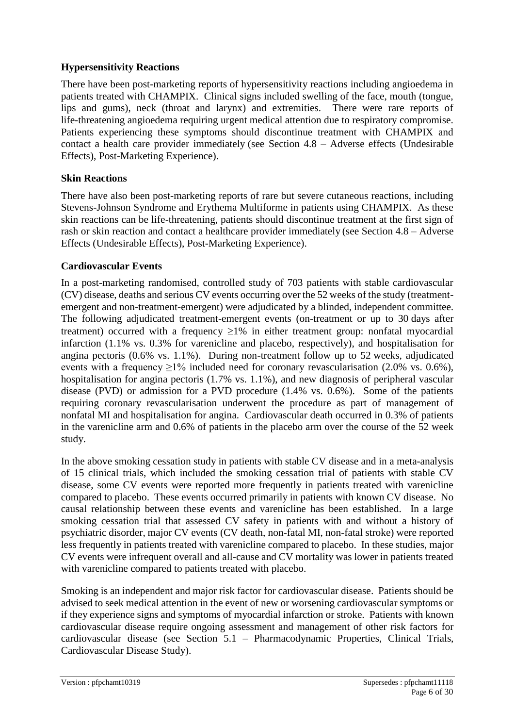### Hypersensitivity Reactions

There have been post-marketing reports of hypersensitivity reactions including angioedema in patients treated with CHAMPIX. Clinical signs included swelling of the face, mouth (tongue, lips and gums), neck (throat and larynx) and extremities. There were rare reports of life-threatening angioedema requiring urgent medical attention due to respiratory compromise. Patients experiencing these symptoms should discontinue treatment with CHAMPIX and contact a health care provider immediately (see Section 4.8 – Adverse effects (Undesirable Effects), Post-Marketing Experience).

### Skin Reactions

There have also been post-marketing reports of rare but severe cutaneous reactions, including Stevens-Johnson Syndrome and Erythema Multiforme in patients using CHAMPIX. As these skin reactions can be life-threatening, patients should discontinue treatment at the first sign of rash or skin reaction and contact a healthcare provider immediately (see Section 4.8 – Adverse Effects (Undesirable Effects), Post-Marketing Experience).

### Cardiovascular Events

In a post-marketing randomised, controlled study of 703 patients with stable cardiovascular (CV) disease, deaths and serious CV events occurring over the 52 weeks of the study (treatment-emergent and non-treatment-emergent) were adjudicated by a blinded, independent committee. The following adjudicated treatment-emergent events (on-treatment or up to 30 days after treatment) occurred with a frequency ≥1% in either treatment group: nonfatal myocardial infarction (1.1% vs. 0.3% for varenicline and placebo, respectively), and hospitalisation for angina pectoris (0.6% vs. 1.1%). During non-treatment follow up to 52 weeks, adjudicated events with a frequency ≥1% included need for coronary revascularisation (2.0% vs. 0.6%), hospitalisation for angina pectoris (1.7% vs. 1.1%), and new diagnosis of peripheral vascular disease (PVD) or admission for a PVD procedure (1.4% vs. 0.6%). Some of the patients requiring coronary revascularisation underwent the procedure as part of management of nonfatal MI and hospitalisation for angina. Cardiovascular death occurred in 0.3% of patients in the varenicline arm and 0.6% of patients in the placebo arm over the course of the 52 week study.

In the above smoking cessation study in patients with stable CV disease and in a meta-analysis of 15 clinical trials, which included the smoking cessation trial of patients with stable CV disease, some CV events were reported more frequently in patients treated with varenicline compared to placebo. These events occurred primarily in patients with known CV disease. No causal relationship between these events and varenicline has been established. In a large smoking cessation trial that assessed CV safety in patients with and without a history of psychiatric disorder, major CV events (CV death, non-fatal MI, non-fatal stroke) were reported less frequently in patients treated with varenicline compared to placebo. In these studies, major CV events were infrequent overall and all-cause and CV mortality was lower in patients treated with varenicline compared to patients treated with placebo.

Smoking is an independent and major risk factor for cardiovascular disease. Patients should be advised to seek medical attention in the event of new or worsening cardiovascular symptoms or if they experience signs and symptoms of myocardial infarction or stroke. Patients with known cardiovascular disease require ongoing assessment and management of other risk factors for cardiovascular disease (see Section 5.1 – Pharmacodynamic Properties, Clinical Trials, Cardiovascular Disease Study).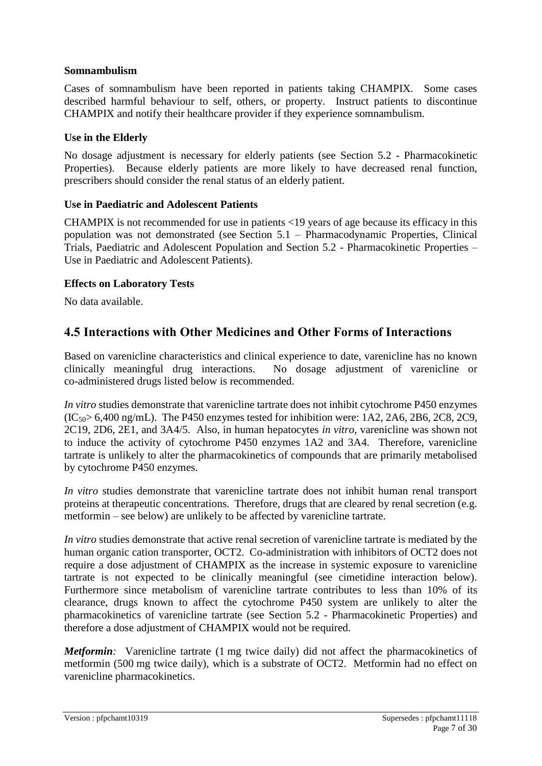### Somnambulism

Cases of somnambulism have been reported in patients taking CHAMPIX. Some cases described harmful behaviour to self, others, or property. Instruct patients to discontinue CHAMPIX and notify their healthcare provider if they experience somnambulism.

### Use in the Elderly

No dosage adjustment is necessary for elderly patients (see Section 5.2 - Pharmacokinetic Properties). Because elderly patients are more likely to have decreased renal function, prescribers should consider the renal status of an elderly patient.

### Use in Paediatric and Adolescent Patients

CHAMPIX is not recommended for use in patients <19 years of age because its efficacy in this population was not demonstrated (see Section 5.1 – Pharmacodynamic Properties, Clinical Trials, Paediatric and Adolescent Population and Section 5.2 - Pharmacokinetic Properties – Use in Paediatric and Adolescent Patients).

### Effects on Laboratory Tests

No data available.

## 4.5 Interactions with Other Medicines and Other Forms of Interactions

Based on varenicline characteristics and clinical experience to date, varenicline has no known clinically meaningful drug interactions. No dosage adjustment of varenicline or co-administered drugs listed below is recommended.

*In vitro* studies demonstrate that varenicline tartrate does not inhibit cytochrome P450 enzymes ($IC_{50}$> 6,400 ng/mL). The P450 enzymes tested for inhibition were: 1A2, 2A6, 2B6, 2C8, 2C9, 2C19, 2D6, 2E1, and 3A4/5. Also, in human hepatocytes *in vitro*, varenicline was shown not to induce the activity of cytochrome P450 enzymes 1A2 and 3A4. Therefore, varenicline tartrate is unlikely to alter the pharmacokinetics of compounds that are primarily metabolised by cytochrome P450 enzymes.

*In vitro* studies demonstrate that varenicline tartrate does not inhibit human renal transport proteins at therapeutic concentrations. Therefore, drugs that are cleared by renal secretion (e.g. metformin – see below) are unlikely to be affected by varenicline tartrate.

*In vitro* studies demonstrate that active renal secretion of varenicline tartrate is mediated by the human organic cation transporter, OCT2. Co-administration with inhibitors of OCT2 does not require a dose adjustment of CHAMPIX as the increase in systemic exposure to varenicline tartrate is not expected to be clinically meaningful (see cimetidine interaction below). Furthermore since metabolism of varenicline tartrate contributes to less than 10% of its clearance, drugs known to affect the cytochrome P450 system are unlikely to alter the pharmacokinetics of varenicline tartrate (see Section 5.2 - Pharmacokinetic Properties) and therefore a dose adjustment of CHAMPIX would not be required.

***Metformin:*** Varenicline tartrate (1 mg twice daily) did not affect the pharmacokinetics of metformin (500 mg twice daily), which is a substrate of OCT2. Metformin had no effect on varenicline pharmacokinetics.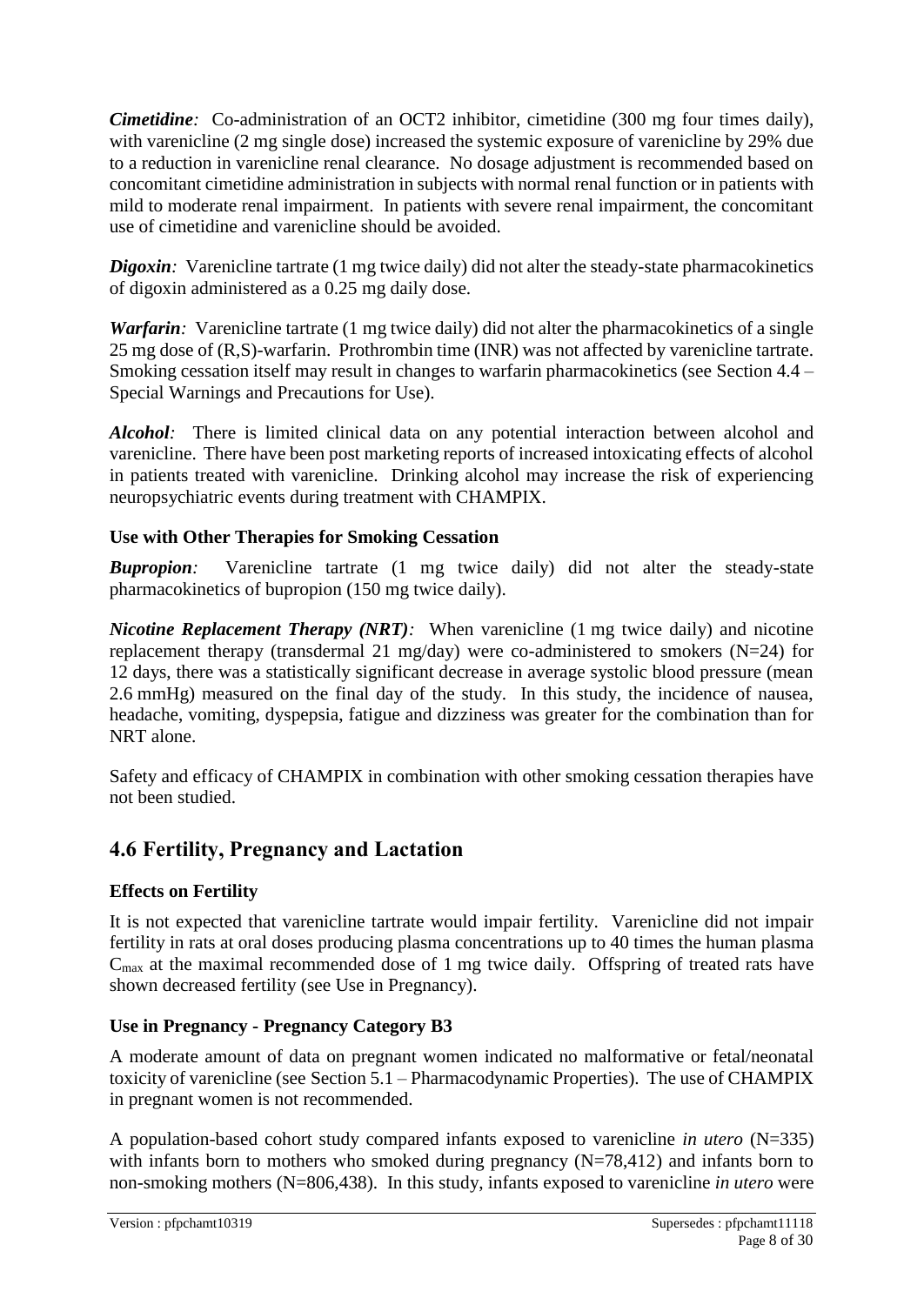***Cimetidine:*** Co-administration of an OCT2 inhibitor, cimetidine (300 mg four times daily), with varenicline (2 mg single dose) increased the systemic exposure of varenicline by 29% due to a reduction in varenicline renal clearance. No dosage adjustment is recommended based on concomitant cimetidine administration in subjects with normal renal function or in patients with mild to moderate renal impairment. In patients with severe renal impairment, the concomitant use of cimetidine and varenicline should be avoided.

***Digoxin:*** Varenicline tartrate (1 mg twice daily) did not alter the steady-state pharmacokinetics of digoxin administered as a 0.25 mg daily dose.

***Warfarin:*** Varenicline tartrate (1 mg twice daily) did not alter the pharmacokinetics of a single 25 mg dose of (R,S)-warfarin. Prothrombin time (INR) was not affected by varenicline tartrate. Smoking cessation itself may result in changes to warfarin pharmacokinetics (see Section 4.4 – Special Warnings and Precautions for Use).

***Alcohol:*** There is limited clinical data on any potential interaction between alcohol and varenicline. There have been post marketing reports of increased intoxicating effects of alcohol in patients treated with varenicline. Drinking alcohol may increase the risk of experiencing neuropsychiatric events during treatment with CHAMPIX.

### Use with Other Therapies for Smoking Cessation

***Bupropion:*** Varenicline tartrate (1 mg twice daily) did not alter the steady-state pharmacokinetics of bupropion (150 mg twice daily).

***Nicotine Replacement Therapy (NRT):*** When varenicline (1 mg twice daily) and nicotine replacement therapy (transdermal 21 mg/day) were co-administered to smokers (N=24) for 12 days, there was a statistically significant decrease in average systolic blood pressure (mean 2.6 mmHg) measured on the final day of the study. In this study, the incidence of nausea, headache, vomiting, dyspepsia, fatigue and dizziness was greater for the combination than for NRT alone.

Safety and efficacy of CHAMPIX in combination with other smoking cessation therapies have not been studied.

## 4.6 Fertility, Pregnancy and Lactation

### Effects on Fertility

It is not expected that varenicline tartrate would impair fertility. Varenicline did not impair fertility in rats at oral doses producing plasma concentrations up to 40 times the human plasma $C_{max}$ at the maximal recommended dose of 1 mg twice daily. Offspring of treated rats have shown decreased fertility (see Use in Pregnancy).

### Use in Pregnancy - Pregnancy Category B3

A moderate amount of data on pregnant women indicated no malformative or fetal/neonatal toxicity of varenicline (see Section 5.1 – Pharmacodynamic Properties). The use of CHAMPIX in pregnant women is not recommended.

A population-based cohort study compared infants exposed to varenicline *in utero* (N=335) with infants born to mothers who smoked during pregnancy (N=78,412) and infants born to non-smoking mothers (N=806,438). In this study, infants exposed to varenicline *in utero* were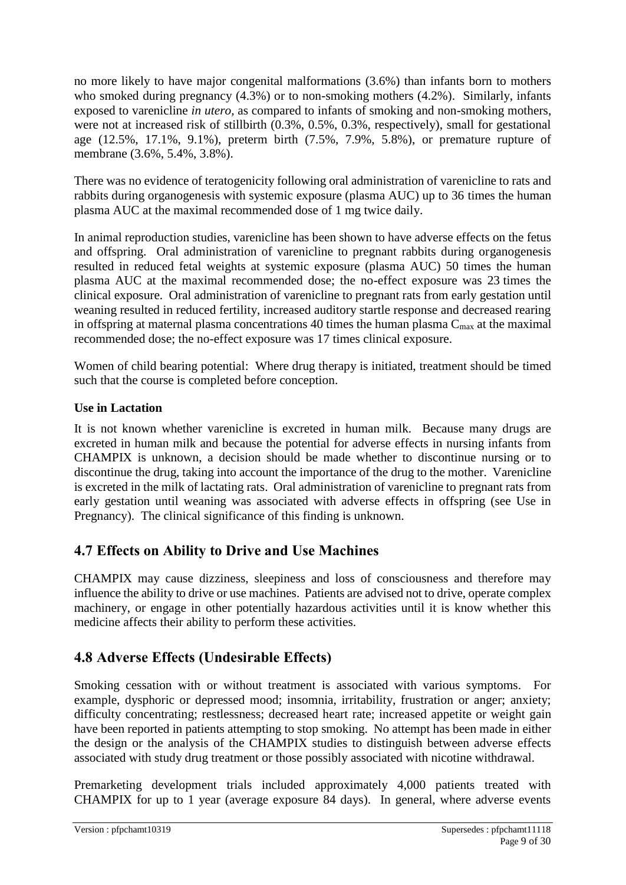no more likely to have major congenital malformations (3.6%) than infants born to mothers who smoked during pregnancy (4.3%) or to non-smoking mothers (4.2%). Similarly, infants exposed to varenicline *in utero*, as compared to infants of smoking and non-smoking mothers, were not at increased risk of stillbirth (0.3%, 0.5%, 0.3%, respectively), small for gestational age (12.5%, 17.1%, 9.1%), preterm birth (7.5%, 7.9%, 5.8%), or premature rupture of membrane (3.6%, 5.4%, 3.8%).

There was no evidence of teratogenicity following oral administration of varenicline to rats and rabbits during organogenesis with systemic exposure (plasma AUC) up to 36 times the human plasma AUC at the maximal recommended dose of 1 mg twice daily.

In animal reproduction studies, varenicline has been shown to have adverse effects on the fetus and offspring. Oral administration of varenicline to pregnant rabbits during organogenesis resulted in reduced fetal weights at systemic exposure (plasma AUC) 50 times the human plasma AUC at the maximal recommended dose; the no-effect exposure was 23 times the clinical exposure. Oral administration of varenicline to pregnant rats from early gestation until weaning resulted in reduced fertility, increased auditory startle response and decreased rearing in offspring at maternal plasma concentrations 40 times the human plasma $C_{max}$ at the maximal recommended dose; the no-effect exposure was 17 times clinical exposure.

Women of child bearing potential: Where drug therapy is initiated, treatment should be timed such that the course is completed before conception.

**Use in Lactation**

It is not known whether varenicline is excreted in human milk. Because many drugs are excreted in human milk and because the potential for adverse effects in nursing infants from CHAMPIX is unknown, a decision should be made whether to discontinue nursing or to discontinue the drug, taking into account the importance of the drug to the mother. Varenicline is excreted in the milk of lactating rats. Oral administration of varenicline to pregnant rats from early gestation until weaning was associated with adverse effects in offspring (see Use in Pregnancy). The clinical significance of this finding is unknown.

## 4.7 Effects on Ability to Drive and Use Machines

CHAMPIX may cause dizziness, sleepiness and loss of consciousness and therefore may influence the ability to drive or use machines. Patients are advised not to drive, operate complex machinery, or engage in other potentially hazardous activities until it is know whether this medicine affects their ability to perform these activities.

## 4.8 Adverse Effects (Undesirable Effects)

Smoking cessation with or without treatment is associated with various symptoms. For example, dysphoric or depressed mood; insomnia, irritability, frustration or anger; anxiety; difficulty concentrating; restlessness; decreased heart rate; increased appetite or weight gain have been reported in patients attempting to stop smoking. No attempt has been made in either the design or the analysis of the CHAMPIX studies to distinguish between adverse effects associated with study drug treatment or those possibly associated with nicotine withdrawal.

Premarketing development trials included approximately 4,000 patients treated with CHAMPIX for up to 1 year (average exposure 84 days). In general, where adverse events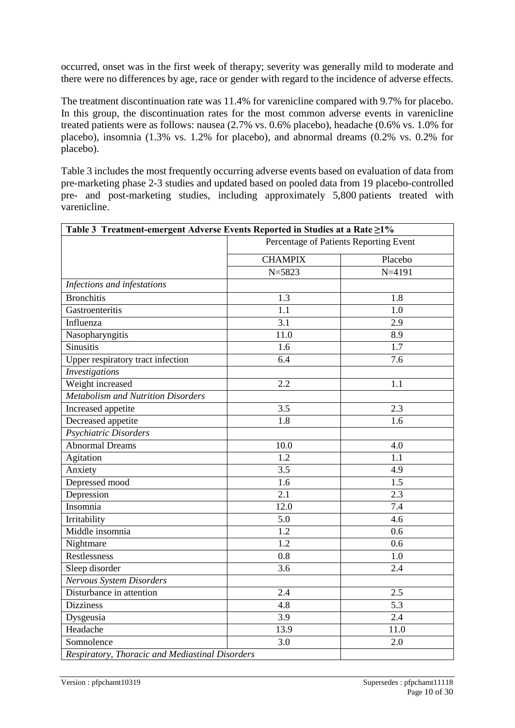occurred, onset was in the first week of therapy; severity was generally mild to moderate and there were no differences by age, race or gender with regard to the incidence of adverse effects.

The treatment discontinuation rate was 11.4% for varenicline compared with 9.7% for placebo. In this group, the discontinuation rates for the most common adverse events in varenicline treated patients were as follows: nausea (2.7% vs. 0.6% placebo), headache (0.6% vs. 1.0% for placebo), insomnia (1.3% vs. 1.2% for placebo), and abnormal dreams (0.2% vs. 0.2% for placebo).

Table 3 includes the most frequently occurring adverse events based on evaluation of data from pre-marketing phase 2-3 studies and updated based on pooled data from 19 placebo-controlled pre- and post-marketing studies, including approximately 5,800 patients treated with varenicline.

| **Table 3 Treatment-emergent Adverse Events Reported in Studies at a Rate ≥1%** | | |
|---|---|---|
| | Percentage of Patients Reporting Event | |
| | CHAMPIX | Placebo |
| | N=5823 | N=4191 |
| *Infections and infestations* | | |
| Bronchitis | 1.3 | 1.8 |
| Gastroenteritis | 1.1 | 1.0 |
| Influenza | 3.1 | 2.9 |
| Nasopharyngitis | 11.0 | 8.9 |
| Sinusitis | 1.6 | 1.7 |
| Upper respiratory tract infection | 6.4 | 7.6 |
| *Investigations* | | |
| Weight increased | 2.2 | 1.1 |
| *Metabolism and Nutrition Disorders* | | |
| Increased appetite | 3.5 | 2.3 |
| Decreased appetite | 1.8 | 1.6 |
| *Psychiatric Disorders* | | |
| Abnormal Dreams | 10.0 | 4.0 |
| Agitation | 1.2 | 1.1 |
| Anxiety | 3.5 | 4.9 |
| Depressed mood | 1.6 | 1.5 |
| Depression | 2.1 | 2.3 |
| Insomnia | 12.0 | 7.4 |
| Irritability | 5.0 | 4.6 |
| Middle insomnia | 1.2 | 0.6 |
| Nightmare | 1.2 | 0.6 |
| Restlessness | 0.8 | 1.0 |
| Sleep disorder | 3.6 | 2.4 |
| *Nervous System Disorders* | | |
| Disturbance in attention | 2.4 | 2.5 |
| Dizziness | 4.8 | 5.3 |
| Dysgeusia | 3.9 | 2.4 |
| Headache | 13.9 | 11.0 |
| Somnolence | 3.0 | 2.0 |
| *Respiratory, Thoracic and Mediastinal Disorders* | | |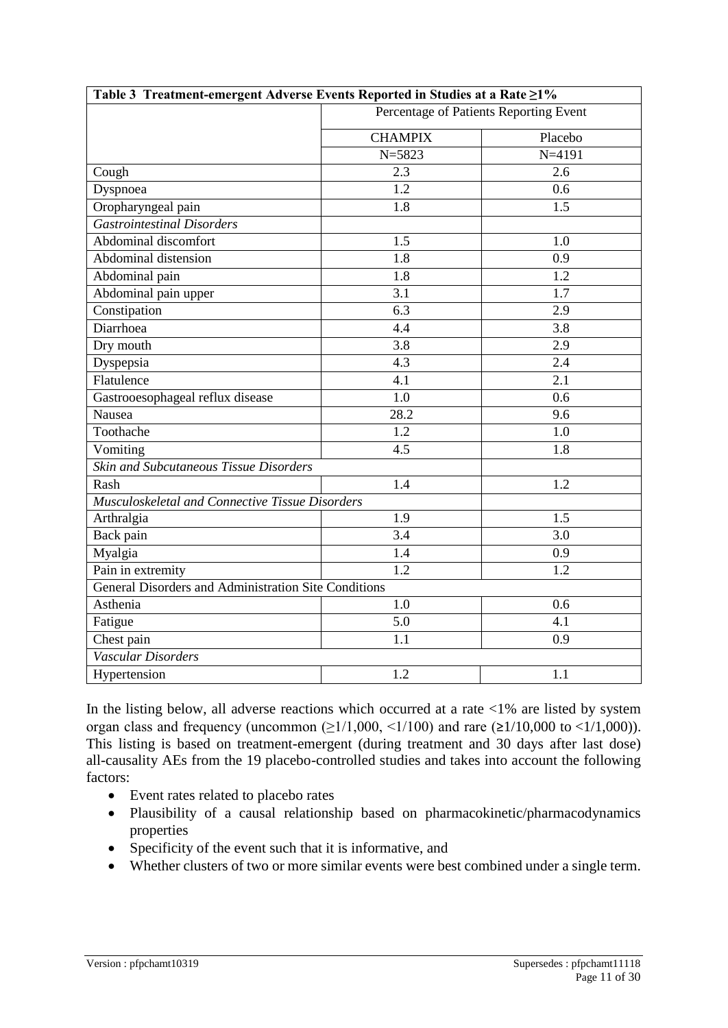| Table 3 Treatment-emergent Adverse Events Reported in Studies at a Rate ≥1% | | |
|---|---|---|
| | Percentage of Patients Reporting Event | |
| | CHAMPIX | Placebo |
| | N=5823 | N=4191 |
| Cough | 2.3 | 2.6 |
| Dyspnoea | 1.2 | 0.6 |
| Oropharyngeal pain | 1.8 | 1.5 |
| *Gastrointestinal Disorders* | | |
| Abdominal discomfort | 1.5 | 1.0 |
| Abdominal distension | 1.8 | 0.9 |
| Abdominal pain | 1.8 | 1.2 |
| Abdominal pain upper | 3.1 | 1.7 |
| Constipation | 6.3 | 2.9 |
| Diarrhoea | 4.4 | 3.8 |
| Dry mouth | 3.8 | 2.9 |
| Dyspepsia | 4.3 | 2.4 |
| Flatulence | 4.1 | 2.1 |
| Gastrooesophageal reflux disease | 1.0 | 0.6 |
| Nausea | 28.2 | 9.6 |
| Toothache | 1.2 | 1.0 |
| Vomiting | 4.5 | 1.8 |
| *Skin and Subcutaneous Tissue Disorders* | | |
| Rash | 1.4 | 1.2 |
| *Musculoskeletal and Connective Tissue Disorders* | | |
| Arthralgia | 1.9 | 1.5 |
| Back pain | 3.4 | 3.0 |
| Myalgia | 1.4 | 0.9 |
| Pain in extremity | 1.2 | 1.2 |
| General Disorders and Administration Site Conditions | | |
| Asthenia | 1.0 | 0.6 |
| Fatigue | 5.0 | 4.1 |
| Chest pain | 1.1 | 0.9 |
| *Vascular Disorders* | | |
| Hypertension | 1.2 | 1.1 |

In the listing below, all adverse reactions which occurred at a rate <1% are listed by system organ class and frequency (uncommon (≥1/1,000, <1/100) and rare (≥1/10,000 to <1/1,000)). This listing is based on treatment-emergent (during treatment and 30 days after last dose) all-causality AEs from the 19 placebo-controlled studies and takes into account the following factors:

- Event rates related to placebo rates
- Plausibility of a causal relationship based on pharmacokinetic/pharmacodynamics properties
- Specificity of the event such that it is informative, and
- Whether clusters of two or more similar events were best combined under a single term.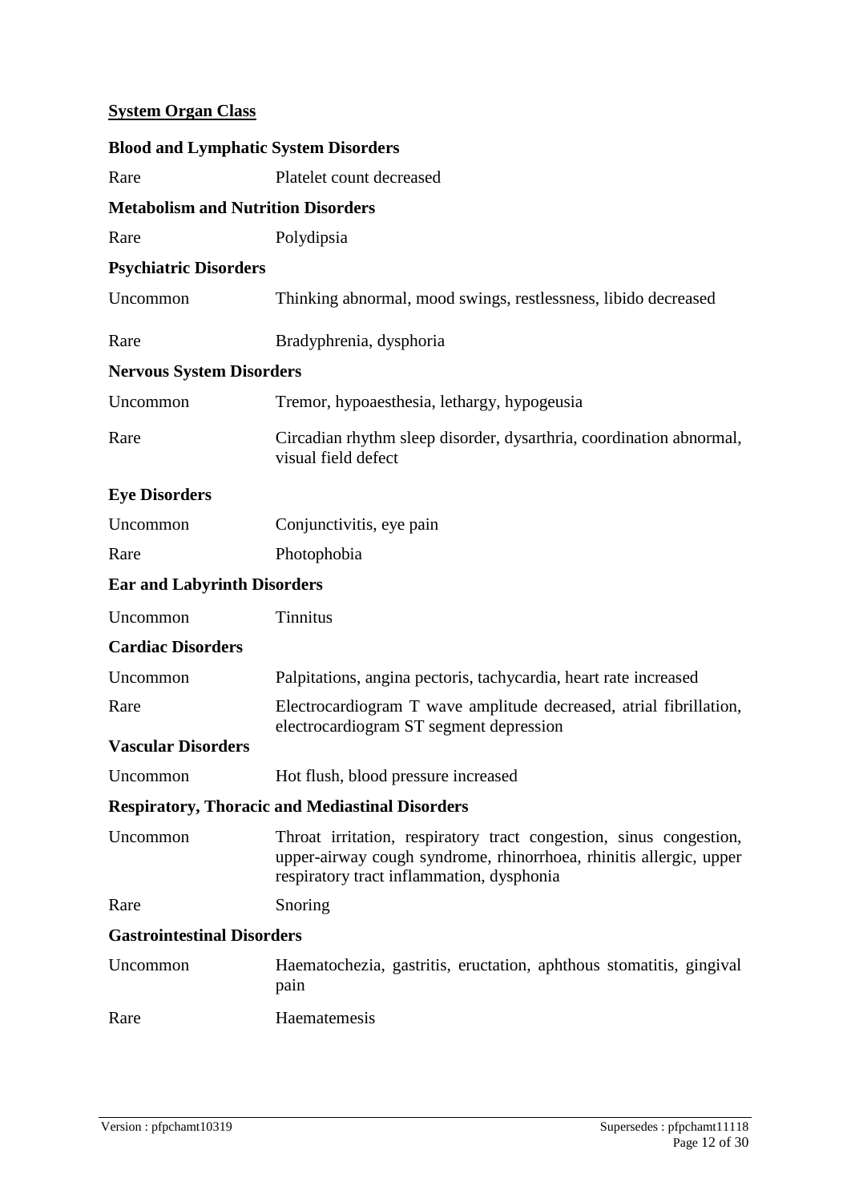**System Organ Class**

**Blood and Lymphatic System Disorders**

| | |
|---|---|
| Rare | Platelet count decreased |

**Metabolism and Nutrition Disorders**

| | |
|---|---|
| Rare | Polydipsia |

**Psychiatric Disorders**

| | |
|---|---|
| Uncommon | Thinking abnormal, mood swings, restlessness, libido decreased |
| Rare | Bradyphrenia, dysphoria |

**Nervous System Disorders**

| | |
|---|---|
| Uncommon | Tremor, hypoaesthesia, lethargy, hypogeusia |
| Rare | Circadian rhythm sleep disorder, dysarthria, coordination abnormal, visual field defect |

**Eye Disorders**

| | |
|---|---|
| Uncommon | Conjunctivitis, eye pain |
| Rare | Photophobia |

**Ear and Labyrinth Disorders**

| | |
|---|---|
| Uncommon | Tinnitus |

**Cardiac Disorders**

| | |
|---|---|
| Uncommon | Palpitations, angina pectoris, tachycardia, heart rate increased |
| Rare | Electrocardiogram T wave amplitude decreased, atrial fibrillation, electrocardiogram ST segment depression |

**Vascular Disorders**

| | |
|---|---|
| Uncommon | Hot flush, blood pressure increased |

**Respiratory, Thoracic and Mediastinal Disorders**

| | |
|---|---|
| Uncommon | Throat irritation, respiratory tract congestion, sinus congestion, upper-airway cough syndrome, rhinorrhoea, rhinitis allergic, upper respiratory tract inflammation, dysphonia |
| Rare | Snoring |

**Gastrointestinal Disorders**

| | |
|---|---|
| Uncommon | Haematochezia, gastritis, eructation, aphthous stomatitis, gingival pain |
| Rare | Haematemesis |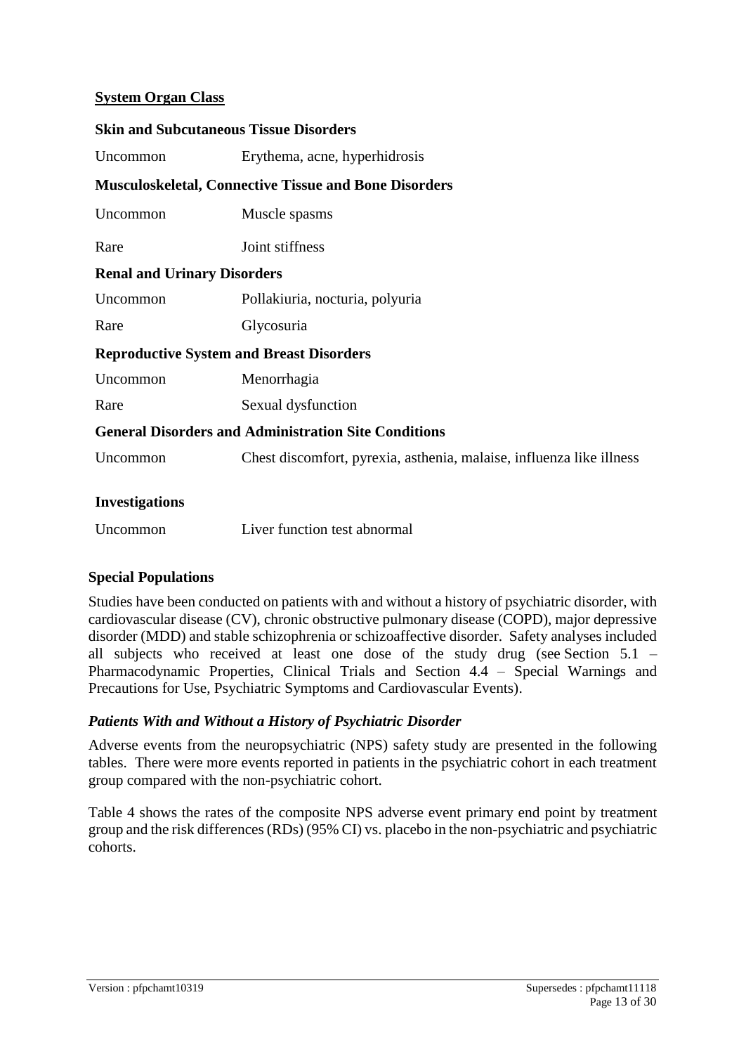**System Organ Class**

**Skin and Subcutaneous Tissue Disorders**

| | |
|---|---|
| Uncommon | Erythema, acne, hyperhidrosis |

**Musculoskeletal, Connective Tissue and Bone Disorders**

| | |
|---|---|
| Uncommon | Muscle spasms |
| Rare | Joint stiffness |

**Renal and Urinary Disorders**

| | |
|---|---|
| Uncommon | Pollakiuria, nocturia, polyuria |
| Rare | Glycosuria |

**Reproductive System and Breast Disorders**

| | |
|---|---|
| Uncommon | Menorrhagia |
| Rare | Sexual dysfunction |

**General Disorders and Administration Site Conditions**

| | |
|---|---|
| Uncommon | Chest discomfort, pyrexia, asthenia, malaise, influenza like illness |

**Investigations**

| | |
|---|---|
| Uncommon | Liver function test abnormal |

**Special Populations**

Studies have been conducted on patients with and without a history of psychiatric disorder, with cardiovascular disease (CV), chronic obstructive pulmonary disease (COPD), major depressive disorder (MDD) and stable schizophrenia or schizoaffective disorder. Safety analyses included all subjects who received at least one dose of the study drug (see Section 5.1 – Pharmacodynamic Properties, Clinical Trials and Section 4.4 – Special Warnings and Precautions for Use, Psychiatric Symptoms and Cardiovascular Events).

***Patients With and Without a History of Psychiatric Disorder***

Adverse events from the neuropsychiatric (NPS) safety study are presented in the following tables. There were more events reported in patients in the psychiatric cohort in each treatment group compared with the non-psychiatric cohort.

Table 4 shows the rates of the composite NPS adverse event primary end point by treatment group and the risk differences (RDs) (95% CI) vs. placebo in the non-psychiatric and psychiatric cohorts.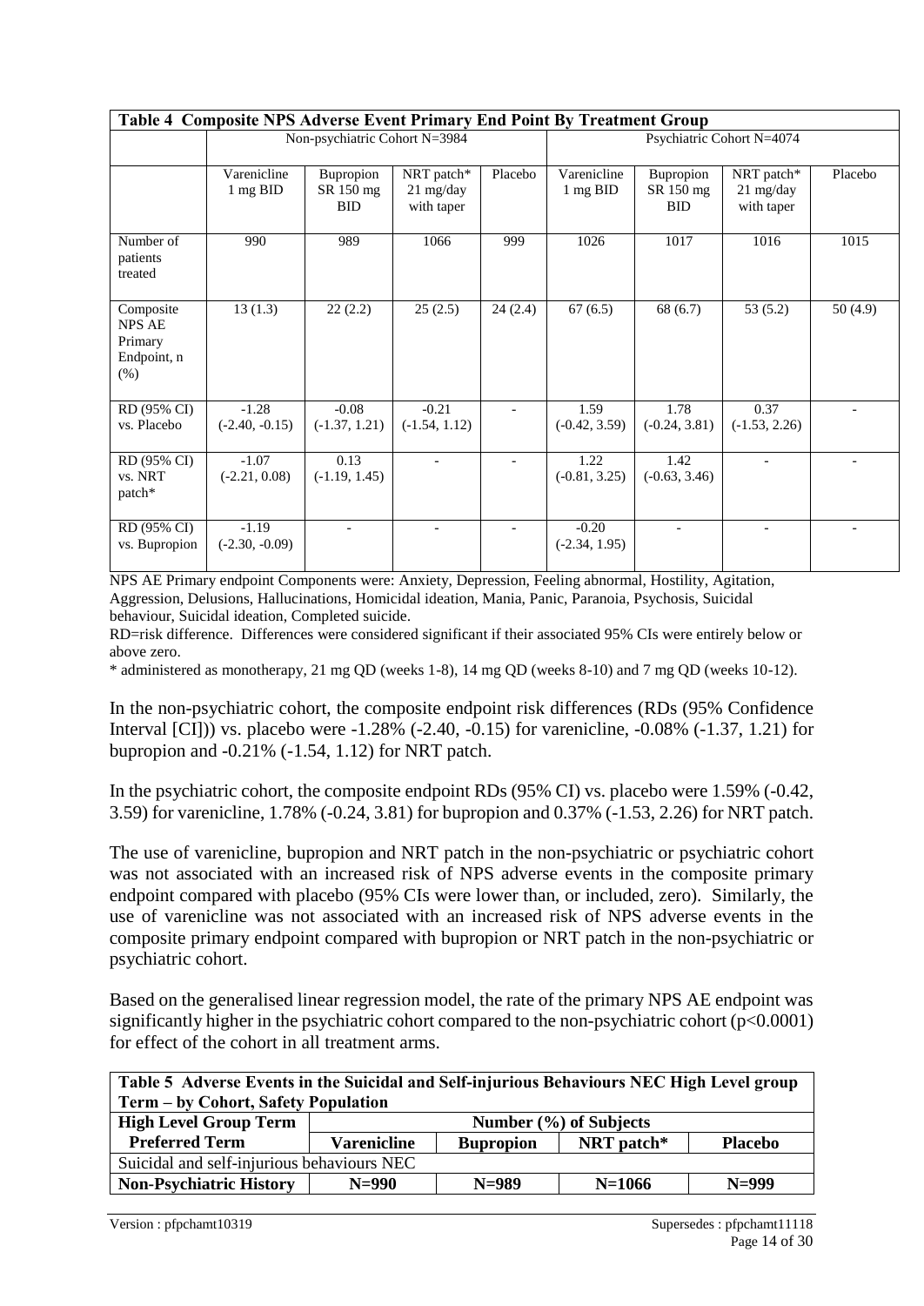**Table 4 Composite NPS Adverse Event Primary End Point By Treatment Group**

| | Non-psychiatric Cohort N=3984 | | | | Psychiatric Cohort N=4074 | | | |
|---|---|---|---|---|---|---|---|---|
| | Varenicline 1 mg BID | Bupropion SR 150 mg BID | NRT patch* 21 mg/day with taper | Placebo | Varenicline 1 mg BID | Bupropion SR 150 mg BID | NRT patch* 21 mg/day with taper | Placebo |
| Number of patients treated | 990 | 989 | 1066 | 999 | 1026 | 1017 | 1016 | 1015 |
| Composite NPS AE Primary Endpoint, n (%) | 13 (1.3) | 22 (2.2) | 25 (2.5) | 24 (2.4) | 67 (6.5) | 68 (6.7) | 53 (5.2) | 50 (4.9) |
| RD (95% CI) vs. Placebo | -1.28 (-2.40, -0.15) | -0.08 (-1.37, 1.21) | -0.21 (-1.54, 1.12) | - | 1.59 (-0.42, 3.59) | 1.78 (-0.24, 3.81) | 0.37 (-1.53, 2.26) | - |
| RD (95% CI) vs. NRT patch* | -1.07 (-2.21, 0.08) | 0.13 (-1.19, 1.45) | - | - | 1.22 (-0.81, 3.25) | 1.42 (-0.63, 3.46) | - | - |
| RD (95% CI) vs. Bupropion | -1.19 (-2.30, -0.09) | - | - | - | -0.20 (-2.34, 1.95) | - | - | - |

NPS AE Primary endpoint Components were: Anxiety, Depression, Feeling abnormal, Hostility, Agitation, Aggression, Delusions, Hallucinations, Homicidal ideation, Mania, Panic, Paranoia, Psychosis, Suicidal behaviour, Suicidal ideation, Completed suicide.

RD=risk difference. Differences were considered significant if their associated 95% CIs were entirely below or above zero.

* administered as monotherapy, 21 mg QD (weeks 1-8), 14 mg QD (weeks 8-10) and 7 mg QD (weeks 10-12).

In the non-psychiatric cohort, the composite endpoint risk differences (RDs (95% Confidence Interval [CI])) vs. placebo were -1.28% (-2.40, -0.15) for varenicline, -0.08% (-1.37, 1.21) for bupropion and -0.21% (-1.54, 1.12) for NRT patch.

In the psychiatric cohort, the composite endpoint RDs (95% CI) vs. placebo were 1.59% (-0.42, 3.59) for varenicline, 1.78% (-0.24, 3.81) for bupropion and 0.37% (-1.53, 2.26) for NRT patch.

The use of varenicline, bupropion and NRT patch in the non-psychiatric or psychiatric cohort was not associated with an increased risk of NPS adverse events in the composite primary endpoint compared with placebo (95% CIs were lower than, or included, zero). Similarly, the use of varenicline was not associated with an increased risk of NPS adverse events in the composite primary endpoint compared with bupropion or NRT patch in the non-psychiatric or psychiatric cohort.

Based on the generalised linear regression model, the rate of the primary NPS AE endpoint was significantly higher in the psychiatric cohort compared to the non-psychiatric cohort ($p<0.0001$) for effect of the cohort in all treatment arms.

**Table 5 Adverse Events in the Suicidal and Self-injurious Behaviours NEC High Level group Term – by Cohort, Safety Population**

| **High Level Group Term** | **Number (%) of Subjects** | | | |
|---|---|---|---|---|
| **Preferred Term** | **Varenicline** | **Bupropion** | **NRT patch*** | **Placebo** |
| Suicidal and self-injurious behaviours NEC | | | | |
| **Non-Psychiatric History** | **N=990** | **N=989** | **N=1066** | **N=999** |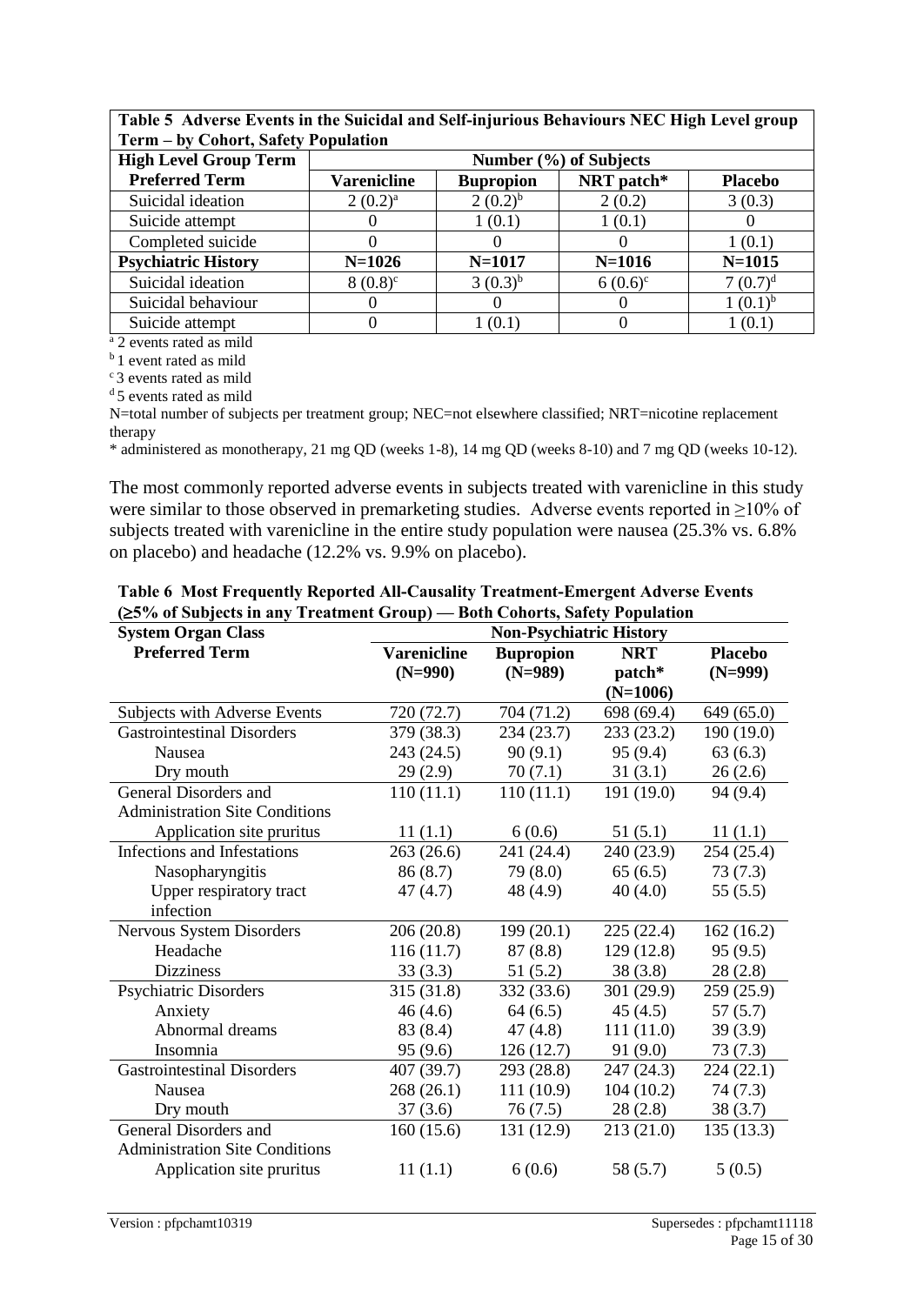**Table 5 Adverse Events in the Suicidal and Self-injurious Behaviours NEC High Level group Term – by Cohort, Safety Population**

| High Level Group Term | Number (%) of Subjects | | | |
|---|---|---|---|---|
| **Preferred Term** | **Varenicline** | **Bupropion** | **NRT patch*** | **Placebo** |
| Suicidal ideation | 2 (0.2)[a] | 2 (0.2)[b] | 2 (0.2) | 3 (0.3) |
| Suicide attempt | 0 | 1 (0.1) | 1 (0.1) | 0 |
| Completed suicide | 0 | 0 | 0 | 1 (0.1) |
| **Psychiatric History** | **N=1026** | **N=1017** | **N=1016** | **N=1015** |
| Suicidal ideation | 8 (0.8)[c] | 3 (0.3)[b] | 6 (0.6)[c] | 7 (0.7)[d] |
| Suicidal behaviour | 0 | 0 | 0 | 1 (0.1)[b] |
| Suicide attempt | 0 | 1 (0.1) | 0 | 1 (0.1) |

[a] 2 events rated as mild
[b] 1 event rated as mild
[c] 3 events rated as mild
[d] 5 events rated as mild

N=total number of subjects per treatment group; NEC=not elsewhere classified; NRT=nicotine replacement therapy

* administered as monotherapy, 21 mg QD (weeks 1-8), 14 mg QD (weeks 8-10) and 7 mg QD (weeks 10-12).

The most commonly reported adverse events in subjects treated with varenicline in this study were similar to those observed in premarketing studies. Adverse events reported in ≥10% of subjects treated with varenicline in the entire study population were nausea (25.3% vs. 6.8% on placebo) and headache (12.2% vs. 9.9% on placebo).

**Table 6 Most Frequently Reported All-Causality Treatment-Emergent Adverse Events (≥5% of Subjects in any Treatment Group) — Both Cohorts, Safety Population**

| System Organ Class | Non-Psychiatric History | | | |
|---|---|---|---|---|
| **Preferred Term** | **Varenicline (N=990)** | **Bupropion (N=989)** | **NRT patch* (N=1006)** | **Placebo (N=999)** |
| Subjects with Adverse Events | 720 (72.7) | 704 (71.2) | 698 (69.4) | 649 (65.0) |
| Gastrointestinal Disorders | 379 (38.3) | 234 (23.7) | 233 (23.2) | 190 (19.0) |
| Nausea | 243 (24.5) | 90 (9.1) | 95 (9.4) | 63 (6.3) |
| Dry mouth | 29 (2.9) | 70 (7.1) | 31 (3.1) | 26 (2.6) |
| General Disorders and Administration Site Conditions | 110 (11.1) | 110 (11.1) | 191 (19.0) | 94 (9.4) |
| Application site pruritus | 11 (1.1) | 6 (0.6) | 51 (5.1) | 11 (1.1) |
| Infections and Infestations | 263 (26.6) | 241 (24.4) | 240 (23.9) | 254 (25.4) |
| Nasopharyngitis | 86 (8.7) | 79 (8.0) | 65 (6.5) | 73 (7.3) |
| Upper respiratory tract infection | 47 (4.7) | 48 (4.9) | 40 (4.0) | 55 (5.5) |
| Nervous System Disorders | 206 (20.8) | 199 (20.1) | 225 (22.4) | 162 (16.2) |
| Headache | 116 (11.7) | 87 (8.8) | 129 (12.8) | 95 (9.5) |
| Dizziness | 33 (3.3) | 51 (5.2) | 38 (3.8) | 28 (2.8) |
| Psychiatric Disorders | 315 (31.8) | 332 (33.6) | 301 (29.9) | 259 (25.9) |
| Anxiety | 46 (4.6) | 64 (6.5) | 45 (4.5) | 57 (5.7) |
| Abnormal dreams | 83 (8.4) | 47 (4.8) | 111 (11.0) | 39 (3.9) |
| Insomnia | 95 (9.6) | 126 (12.7) | 91 (9.0) | 73 (7.3) |
| Gastrointestinal Disorders | 407 (39.7) | 293 (28.8) | 247 (24.3) | 224 (22.1) |
| Nausea | 268 (26.1) | 111 (10.9) | 104 (10.2) | 74 (7.3) |
| Dry mouth | 37 (3.6) | 76 (7.5) | 28 (2.8) | 38 (3.7) |
| General Disorders and Administration Site Conditions | 160 (15.6) | 131 (12.9) | 213 (21.0) | 135 (13.3) |
| Application site pruritus | 11 (1.1) | 6 (0.6) | 58 (5.7) | 5 (0.5) |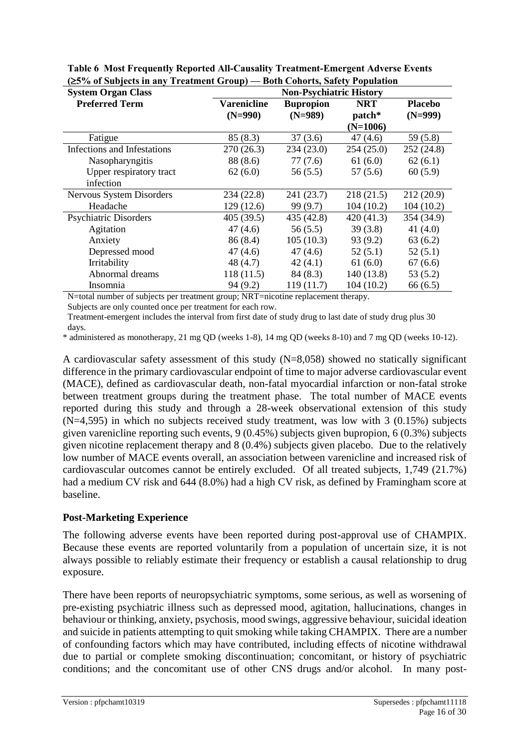**Table 6 Most Frequently Reported All-Causality Treatment-Emergent Adverse Events (≥5% of Subjects in any Treatment Group) — Both Cohorts, Safety Population**

| System Organ Class | Non-Psychiatric History | | | |
|---|---|---|---|---|
| Preferred Term | Varenicline (N=990) | Bupropion (N=989) | NRT patch* (N=1006) | Placebo (N=999) |
| Fatigue | 85 (8.3) | 37 (3.6) | 47 (4.6) | 59 (5.8) |
| Infections and Infestations | 270 (26.3) | 234 (23.0) | 254 (25.0) | 252 (24.8) |
| Nasopharyngitis | 88 (8.6) | 77 (7.6) | 61 (6.0) | 62 (6.1) |
| Upper respiratory tract infection | 62 (6.0) | 56 (5.5) | 57 (5.6) | 60 (5.9) |
| Nervous System Disorders | 234 (22.8) | 241 (23.7) | 218 (21.5) | 212 (20.9) |
| Headache | 129 (12.6) | 99 (9.7) | 104 (10.2) | 104 (10.2) |
| Psychiatric Disorders | 405 (39.5) | 435 (42.8) | 420 (41.3) | 354 (34.9) |
| Agitation | 47 (4.6) | 56 (5.5) | 39 (3.8) | 41 (4.0) |
| Anxiety | 86 (8.4) | 105 (10.3) | 93 (9.2) | 63 (6.2) |
| Depressed mood | 47 (4.6) | 47 (4.6) | 52 (5.1) | 52 (5.1) |
| Irritability | 48 (4.7) | 42 (4.1) | 61 (6.0) | 67 (6.6) |
| Abnormal dreams | 118 (11.5) | 84 (8.3) | 140 (13.8) | 53 (5.2) |
| Insomnia | 94 (9.2) | 119 (11.7) | 104 (10.2) | 66 (6.5) |

N=total number of subjects per treatment group; NRT=nicotine replacement therapy.
Subjects are only counted once per treatment for each row.
Treatment-emergent includes the interval from first date of study drug to last date of study drug plus 30 days.
* administered as monotherapy, 21 mg QD (weeks 1-8), 14 mg QD (weeks 8-10) and 7 mg QD (weeks 10-12).

A cardiovascular safety assessment of this study (N=8,058) showed no statically significant difference in the primary cardiovascular endpoint of time to major adverse cardiovascular event (MACE), defined as cardiovascular death, non-fatal myocardial infarction or non-fatal stroke between treatment groups during the treatment phase. The total number of MACE events reported during this study and through a 28-week observational extension of this study (N=4,595) in which no subjects received study treatment, was low with 3 (0.15%) subjects given varenicline reporting such events, 9 (0.45%) subjects given bupropion, 6 (0.3%) subjects given nicotine replacement therapy and 8 (0.4%) subjects given placebo. Due to the relatively low number of MACE events overall, an association between varenicline and increased risk of cardiovascular outcomes cannot be entirely excluded. Of all treated subjects, 1,749 (21.7%) had a medium CV risk and 644 (8.0%) had a high CV risk, as defined by Framingham score at baseline.

## Post-Marketing Experience

The following adverse events have been reported during post-approval use of CHAMPIX. Because these events are reported voluntarily from a population of uncertain size, it is not always possible to reliably estimate their frequency or establish a causal relationship to drug exposure.

There have been reports of neuropsychiatric symptoms, some serious, as well as worsening of pre-existing psychiatric illness such as depressed mood, agitation, hallucinations, changes in behaviour or thinking, anxiety, psychosis, mood swings, aggressive behaviour, suicidal ideation and suicide in patients attempting to quit smoking while taking CHAMPIX. There are a number of confounding factors which may have contributed, including effects of nicotine withdrawal due to partial or complete smoking discontinuation; concomitant, or history of psychiatric conditions; and the concomitant use of other CNS drugs and/or alcohol. In many post-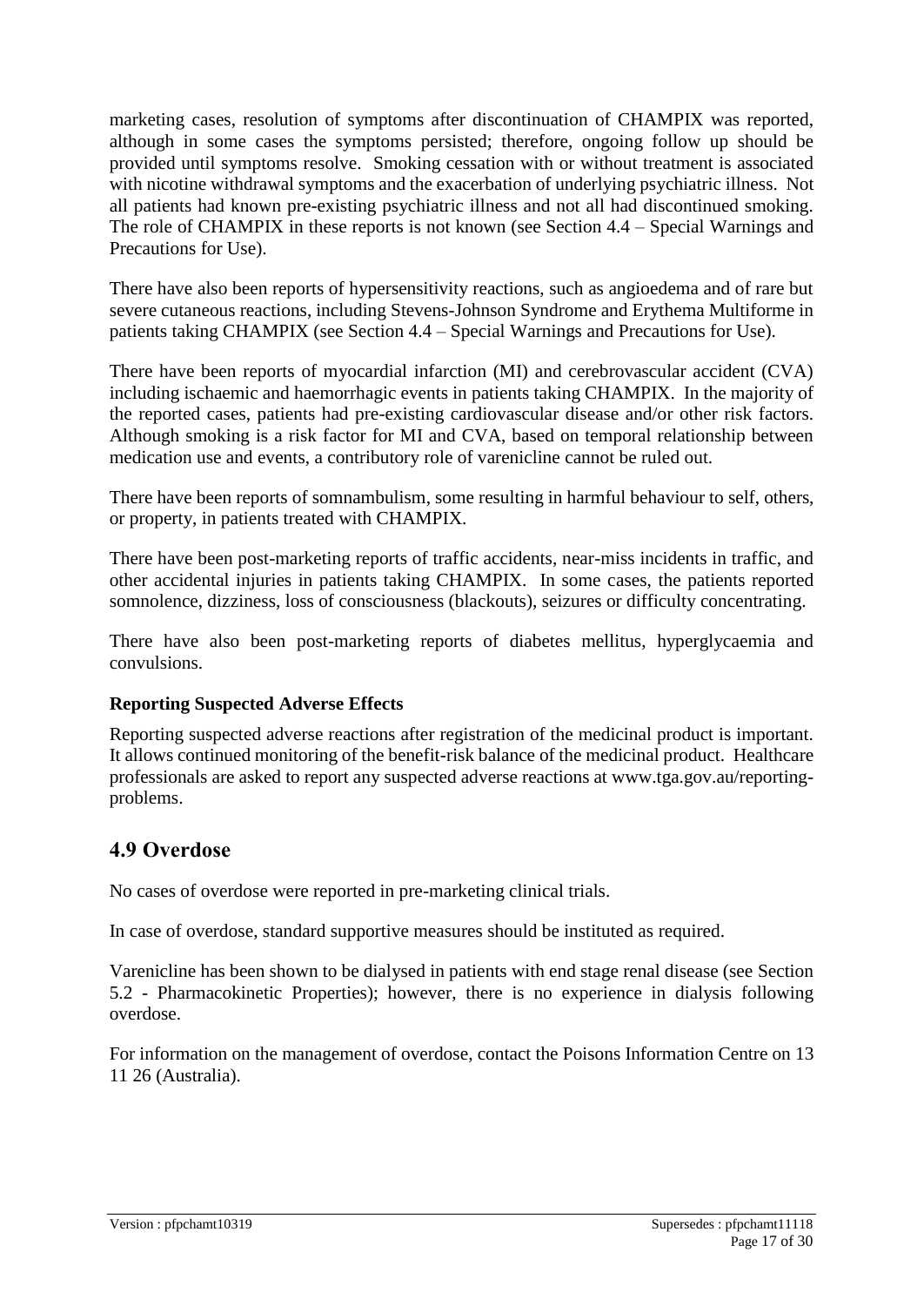marketing cases, resolution of symptoms after discontinuation of CHAMPIX was reported, although in some cases the symptoms persisted; therefore, ongoing follow up should be provided until symptoms resolve. Smoking cessation with or without treatment is associated with nicotine withdrawal symptoms and the exacerbation of underlying psychiatric illness. Not all patients had known pre-existing psychiatric illness and not all had discontinued smoking. The role of CHAMPIX in these reports is not known (see Section 4.4 – Special Warnings and Precautions for Use).

There have also been reports of hypersensitivity reactions, such as angioedema and of rare but severe cutaneous reactions, including Stevens-Johnson Syndrome and Erythema Multiforme in patients taking CHAMPIX (see Section 4.4 – Special Warnings and Precautions for Use).

There have been reports of myocardial infarction (MI) and cerebrovascular accident (CVA) including ischaemic and haemorrhagic events in patients taking CHAMPIX. In the majority of the reported cases, patients had pre-existing cardiovascular disease and/or other risk factors. Although smoking is a risk factor for MI and CVA, based on temporal relationship between medication use and events, a contributory role of varenicline cannot be ruled out.

There have been reports of somnambulism, some resulting in harmful behaviour to self, others, or property, in patients treated with CHAMPIX.

There have been post-marketing reports of traffic accidents, near-miss incidents in traffic, and other accidental injuries in patients taking CHAMPIX. In some cases, the patients reported somnolence, dizziness, loss of consciousness (blackouts), seizures or difficulty concentrating.

There have also been post-marketing reports of diabetes mellitus, hyperglycaemia and convulsions.

**Reporting Suspected Adverse Effects**

Reporting suspected adverse reactions after registration of the medicinal product is important. It allows continued monitoring of the benefit-risk balance of the medicinal product. Healthcare professionals are asked to report any suspected adverse reactions at www.tga.gov.au/reporting-problems.

## 4.9 Overdose

No cases of overdose were reported in pre-marketing clinical trials.

In case of overdose, standard supportive measures should be instituted as required.

Varenicline has been shown to be dialysed in patients with end stage renal disease (see Section 5.2 - Pharmacokinetic Properties); however, there is no experience in dialysis following overdose.

For information on the management of overdose, contact the Poisons Information Centre on 13 11 26 (Australia).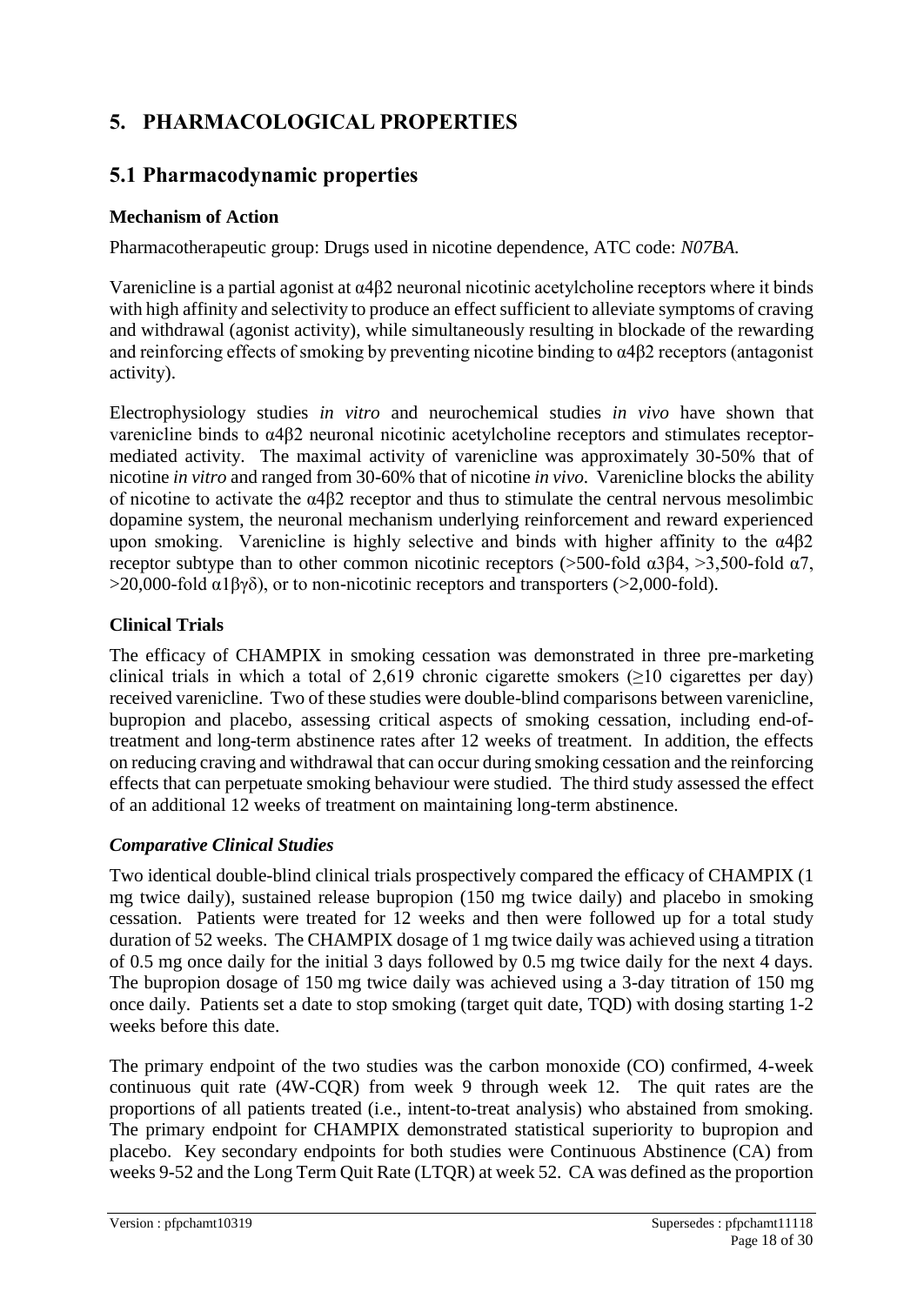# 5. PHARMACOLOGICAL PROPERTIES

## 5.1 Pharmacodynamic properties

### Mechanism of Action

Pharmacotherapeutic group: Drugs used in nicotine dependence, ATC code: *N07BA.*

Varenicline is a partial agonist at α4β2 neuronal nicotinic acetylcholine receptors where it binds with high affinity and selectivity to produce an effect sufficient to alleviate symptoms of craving and withdrawal (agonist activity), while simultaneously resulting in blockade of the rewarding and reinforcing effects of smoking by preventing nicotine binding to α4β2 receptors (antagonist activity).

Electrophysiology studies *in vitro* and neurochemical studies *in vivo* have shown that varenicline binds to α4β2 neuronal nicotinic acetylcholine receptors and stimulates receptor-mediated activity. The maximal activity of varenicline was approximately 30-50% that of nicotine *in vitro* and ranged from 30-60% that of nicotine *in vivo*. Varenicline blocks the ability of nicotine to activate the α4β2 receptor and thus to stimulate the central nervous mesolimbic dopamine system, the neuronal mechanism underlying reinforcement and reward experienced upon smoking. Varenicline is highly selective and binds with higher affinity to the α4β2 receptor subtype than to other common nicotinic receptors (>500-fold α3β4, >3,500-fold α7, >20,000-fold α1βγδ), or to non-nicotinic receptors and transporters (>2,000-fold).

### Clinical Trials

The efficacy of CHAMPIX in smoking cessation was demonstrated in three pre-marketing clinical trials in which a total of 2,619 chronic cigarette smokers (≥10 cigarettes per day) received varenicline. Two of these studies were double-blind comparisons between varenicline, bupropion and placebo, assessing critical aspects of smoking cessation, including end-of-treatment and long-term abstinence rates after 12 weeks of treatment. In addition, the effects on reducing craving and withdrawal that can occur during smoking cessation and the reinforcing effects that can perpetuate smoking behaviour were studied. The third study assessed the effect of an additional 12 weeks of treatment on maintaining long-term abstinence.

#### *Comparative Clinical Studies*

Two identical double-blind clinical trials prospectively compared the efficacy of CHAMPIX (1 mg twice daily), sustained release bupropion (150 mg twice daily) and placebo in smoking cessation. Patients were treated for 12 weeks and then were followed up for a total study duration of 52 weeks. The CHAMPIX dosage of 1 mg twice daily was achieved using a titration of 0.5 mg once daily for the initial 3 days followed by 0.5 mg twice daily for the next 4 days. The bupropion dosage of 150 mg twice daily was achieved using a 3-day titration of 150 mg once daily. Patients set a date to stop smoking (target quit date, TQD) with dosing starting 1-2 weeks before this date.

The primary endpoint of the two studies was the carbon monoxide (CO) confirmed, 4-week continuous quit rate (4W-CQR) from week 9 through week 12. The quit rates are the proportions of all patients treated (i.e., intent-to-treat analysis) who abstained from smoking. The primary endpoint for CHAMPIX demonstrated statistical superiority to bupropion and placebo. Key secondary endpoints for both studies were Continuous Abstinence (CA) from weeks 9-52 and the Long Term Quit Rate (LTQR) at week 52. CA was defined as the proportion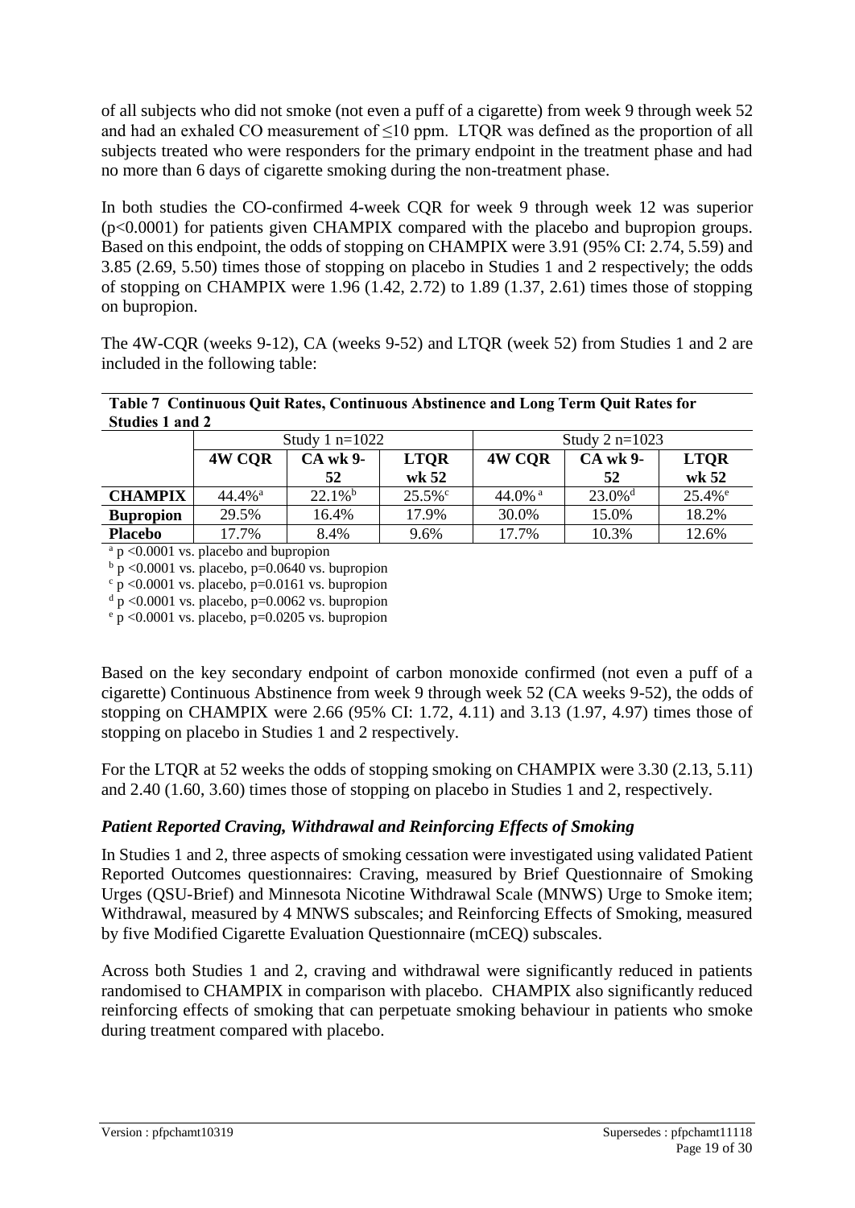of all subjects who did not smoke (not even a puff of a cigarette) from week 9 through week 52 and had an exhaled CO measurement of ≤10 ppm. LTQR was defined as the proportion of all subjects treated who were responders for the primary endpoint in the treatment phase and had no more than 6 days of cigarette smoking during the non-treatment phase.

In both studies the CO-confirmed 4-week CQR for week 9 through week 12 was superior ($p<0.0001$) for patients given CHAMPIX compared with the placebo and bupropion groups. Based on this endpoint, the odds of stopping on CHAMPIX were 3.91 (95% CI: 2.74, 5.59) and 3.85 (2.69, 5.50) times those of stopping on placebo in Studies 1 and 2 respectively; the odds of stopping on CHAMPIX were 1.96 (1.42, 2.72) to 1.89 (1.37, 2.61) times those of stopping on bupropion.

The 4W-CQR (weeks 9-12), CA (weeks 9-52) and LTQR (week 52) from Studies 1 and 2 are included in the following table:

**Table 7 Continuous Quit Rates, Continuous Abstinence and Long Term Quit Rates for Studies 1 and 2**

| | Study 1 n=1022 | | | Study 2 n=1023 | | |
|---|---|---|---|---|---|---|
| | **4W CQR** | **CA wk 9-52** | **LTQR wk 52** | **4W CQR** | **CA wk 9-52** | **LTQR wk 52** |
| **CHAMPIX** | 44.4%[a] | 22.1%[b] | 25.5%[c] | 44.0%[a] | 23.0%[d] | 25.4%[e] |
| **Bupropion** | 29.5% | 16.4% | 17.9% | 30.0% | 15.0% | 18.2% |
| **Placebo** | 17.7% | 8.4% | 9.6% | 17.7% | 10.3% | 12.6% |

[a] $p<0.0001$ vs. placebo and bupropion

[b] $p<0.0001$ vs. placebo, $p=0.0640$ vs. bupropion

[c] $p<0.0001$ vs. placebo, $p=0.0161$ vs. bupropion

[d] $p<0.0001$ vs. placebo, $p=0.0062$ vs. bupropion

[e] $p<0.0001$ vs. placebo, $p=0.0205$ vs. bupropion

Based on the key secondary endpoint of carbon monoxide confirmed (not even a puff of a cigarette) Continuous Abstinence from week 9 through week 52 (CA weeks 9-52), the odds of stopping on CHAMPIX were 2.66 (95% CI: 1.72, 4.11) and 3.13 (1.97, 4.97) times those of stopping on placebo in Studies 1 and 2 respectively.

For the LTQR at 52 weeks the odds of stopping smoking on CHAMPIX were 3.30 (2.13, 5.11) and 2.40 (1.60, 3.60) times those of stopping on placebo in Studies 1 and 2, respectively.

### *Patient Reported Craving, Withdrawal and Reinforcing Effects of Smoking*

In Studies 1 and 2, three aspects of smoking cessation were investigated using validated Patient Reported Outcomes questionnaires: Craving, measured by Brief Questionnaire of Smoking Urges (QSU-Brief) and Minnesota Nicotine Withdrawal Scale (MNWS) Urge to Smoke item; Withdrawal, measured by 4 MNWS subscales; and Reinforcing Effects of Smoking, measured by five Modified Cigarette Evaluation Questionnaire (mCEQ) subscales.

Across both Studies 1 and 2, craving and withdrawal were significantly reduced in patients randomised to CHAMPIX in comparison with placebo. CHAMPIX also significantly reduced reinforcing effects of smoking that can perpetuate smoking behaviour in patients who smoke during treatment compared with placebo.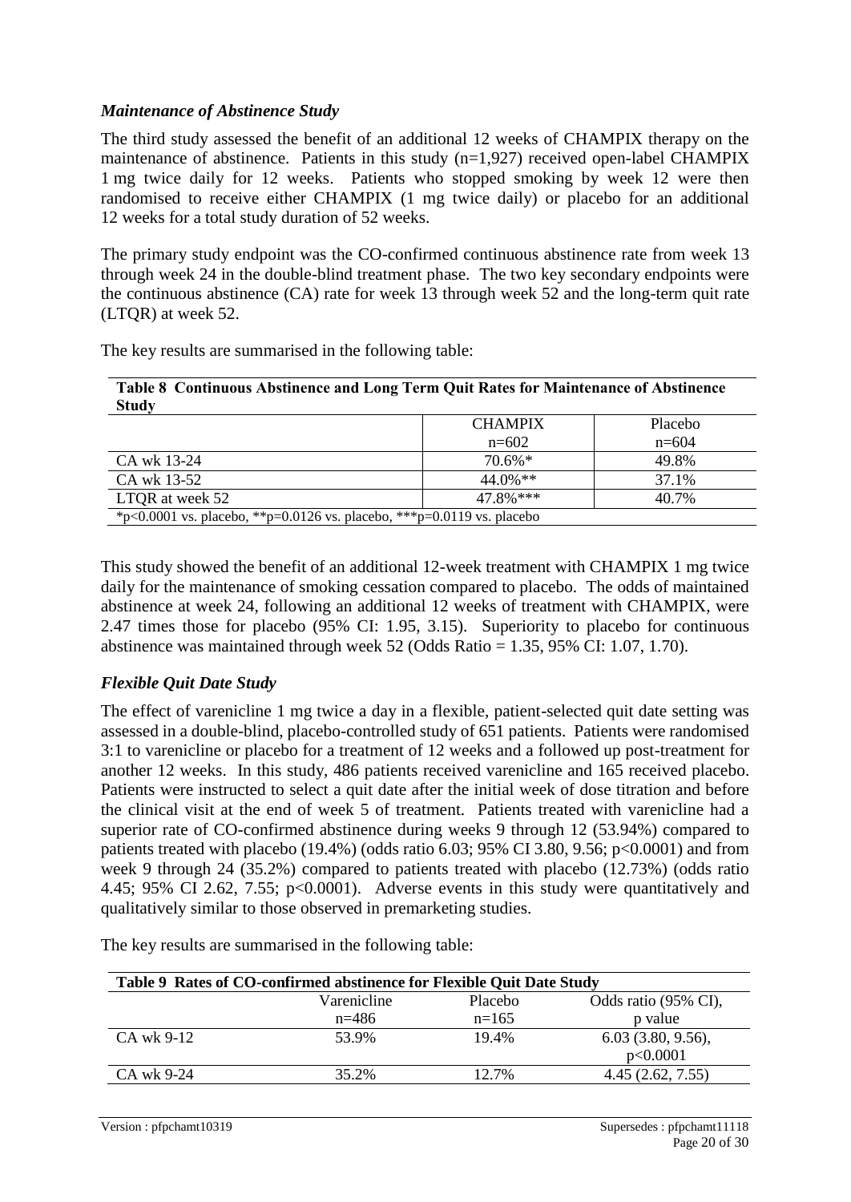### *Maintenance of Abstinence Study*

The third study assessed the benefit of an additional 12 weeks of CHAMPIX therapy on the maintenance of abstinence. Patients in this study (n=1,927) received open-label CHAMPIX 1 mg twice daily for 12 weeks. Patients who stopped smoking by week 12 were then randomised to receive either CHAMPIX (1 mg twice daily) or placebo for an additional 12 weeks for a total study duration of 52 weeks.

The primary study endpoint was the CO-confirmed continuous abstinence rate from week 13 through week 24 in the double-blind treatment phase. The two key secondary endpoints were the continuous abstinence (CA) rate for week 13 through week 52 and the long-term quit rate (LTQR) at week 52.

The key results are summarised in the following table:

**Table 8 Continuous Abstinence and Long Term Quit Rates for Maintenance of Abstinence Study**

| | CHAMPIX n=602 | Placebo n=604 |
|---|---|---|
| CA wk 13-24 | 70.6%* | 49.8% |
| CA wk 13-52 | 44.0%** | 37.1% |
| LTQR at week 52 | 47.8%*** | 40.7% |

*p<0.0001 vs. placebo, **p=0.0126 vs. placebo, ***p=0.0119 vs. placebo

This study showed the benefit of an additional 12-week treatment with CHAMPIX 1 mg twice daily for the maintenance of smoking cessation compared to placebo. The odds of maintained abstinence at week 24, following an additional 12 weeks of treatment with CHAMPIX, were 2.47 times those for placebo (95% CI: 1.95, 3.15). Superiority to placebo for continuous abstinence was maintained through week 52 (Odds Ratio = 1.35, 95% CI: 1.07, 1.70).

### *Flexible Quit Date Study*

The effect of varenicline 1 mg twice a day in a flexible, patient-selected quit date setting was assessed in a double-blind, placebo-controlled study of 651 patients. Patients were randomised 3:1 to varenicline or placebo for a treatment of 12 weeks and a followed up post-treatment for another 12 weeks. In this study, 486 patients received varenicline and 165 received placebo. Patients were instructed to select a quit date after the initial week of dose titration and before the clinical visit at the end of week 5 of treatment. Patients treated with varenicline had a superior rate of CO-confirmed abstinence during weeks 9 through 12 (53.94%) compared to patients treated with placebo (19.4%) (odds ratio 6.03; 95% CI 3.80, 9.56; p<0.0001) and from week 9 through 24 (35.2%) compared to patients treated with placebo (12.73%) (odds ratio 4.45; 95% CI 2.62, 7.55; p<0.0001). Adverse events in this study were quantitatively and qualitatively similar to those observed in premarketing studies.

The key results are summarised in the following table:

**Table 9 Rates of CO-confirmed abstinence for Flexible Quit Date Study**

| | Varenicline n=486 | Placebo n=165 | Odds ratio (95% CI), p value |
|---|---|---|---|
| CA wk 9-12 | 53.9% | 19.4% | 6.03 (3.80, 9.56), p<0.0001 |
| CA wk 9-24 | 35.2% | 12.7% | 4.45 (2.62, 7.55) |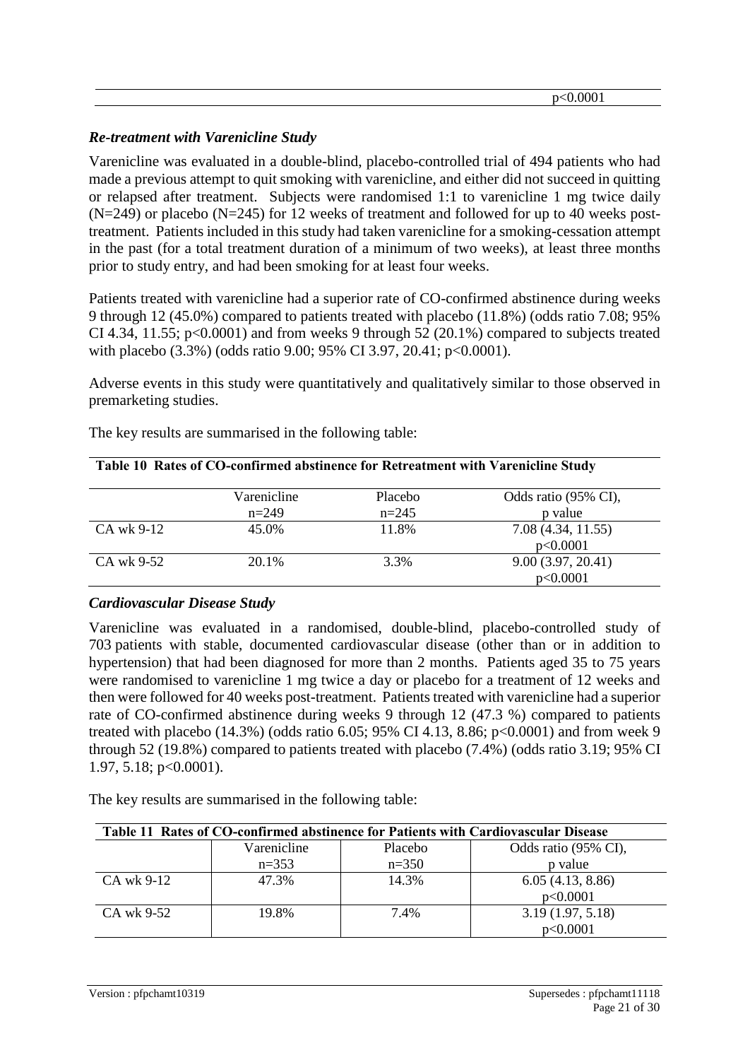|  |  |  | p<0.0001 |
|---|---|---|---|

### *Re-treatment with Varenicline Study*

Varenicline was evaluated in a double-blind, placebo-controlled trial of 494 patients who had made a previous attempt to quit smoking with varenicline, and either did not succeed in quitting or relapsed after treatment. Subjects were randomised 1:1 to varenicline 1 mg twice daily (N=249) or placebo (N=245) for 12 weeks of treatment and followed for up to 40 weeks post-treatment. Patients included in this study had taken varenicline for a smoking-cessation attempt in the past (for a total treatment duration of a minimum of two weeks), at least three months prior to study entry, and had been smoking for at least four weeks.

Patients treated with varenicline had a superior rate of CO-confirmed abstinence during weeks 9 through 12 (45.0%) compared to patients treated with placebo (11.8%) (odds ratio 7.08; 95% CI 4.34, 11.55; p<0.0001) and from weeks 9 through 52 (20.1%) compared to subjects treated with placebo (3.3%) (odds ratio 9.00; 95% CI 3.97, 20.41; p<0.0001).

Adverse events in this study were quantitatively and qualitatively similar to those observed in premarketing studies.

The key results are summarised in the following table:

**Table 10 Rates of CO-confirmed abstinence for Retreatment with Varenicline Study**

|  | Varenicline n=249 | Placebo n=245 | Odds ratio (95% CI), p value |
|---|---|---|---|
| CA wk 9-12 | 45.0% | 11.8% | 7.08 (4.34, 11.55) p<0.0001 |
| CA wk 9-52 | 20.1% | 3.3% | 9.00 (3.97, 20.41) p<0.0001 |

### *Cardiovascular Disease Study*

Varenicline was evaluated in a randomised, double-blind, placebo-controlled study of 703 patients with stable, documented cardiovascular disease (other than or in addition to hypertension) that had been diagnosed for more than 2 months. Patients aged 35 to 75 years were randomised to varenicline 1 mg twice a day or placebo for a treatment of 12 weeks and then were followed for 40 weeks post-treatment. Patients treated with varenicline had a superior rate of CO-confirmed abstinence during weeks 9 through 12 (47.3 %) compared to patients treated with placebo (14.3%) (odds ratio 6.05; 95% CI 4.13, 8.86; p<0.0001) and from week 9 through 52 (19.8%) compared to patients treated with placebo (7.4%) (odds ratio 3.19; 95% CI 1.97, 5.18; p<0.0001).

The key results are summarised in the following table:

**Table 11 Rates of CO-confirmed abstinence for Patients with Cardiovascular Disease**

|  | Varenicline n=353 | Placebo n=350 | Odds ratio (95% CI), p value |
|---|---|---|---|
| CA wk 9-12 | 47.3% | 14.3% | 6.05 (4.13, 8.86) p<0.0001 |
| CA wk 9-52 | 19.8% | 7.4% | 3.19 (1.97, 5.18) p<0.0001 |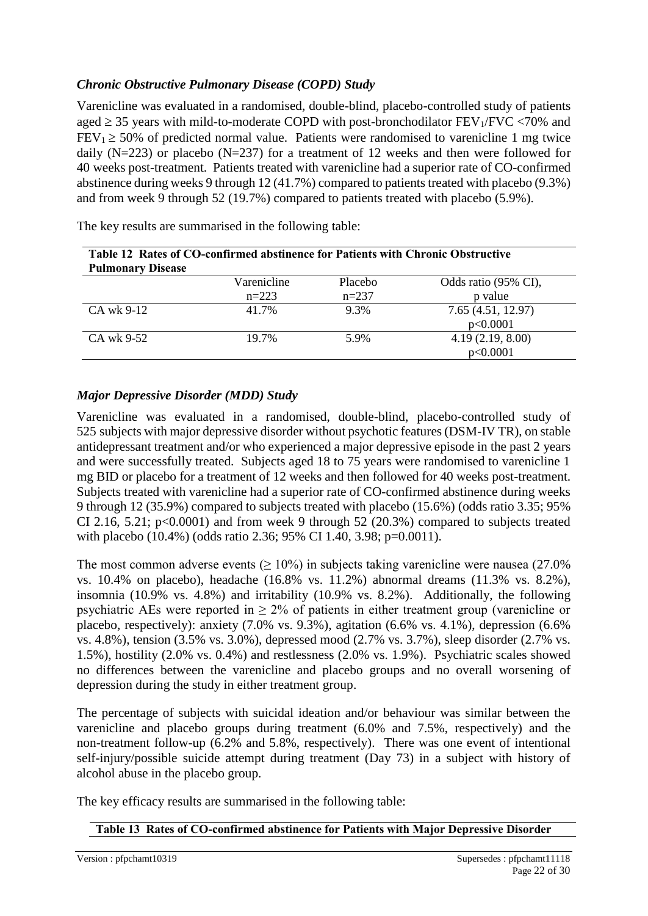### *Chronic Obstructive Pulmonary Disease (COPD) Study*

Varenicline was evaluated in a randomised, double-blind, placebo-controlled study of patients aged ≥ 35 years with mild-to-moderate COPD with post-bronchodilator $FEV_1$/FVC <70% and $FEV_1$ ≥ 50% of predicted normal value. Patients were randomised to varenicline 1 mg twice daily (N=223) or placebo (N=237) for a treatment of 12 weeks and then were followed for 40 weeks post-treatment. Patients treated with varenicline had a superior rate of CO-confirmed abstinence during weeks 9 through 12 (41.7%) compared to patients treated with placebo (9.3%) and from week 9 through 52 (19.7%) compared to patients treated with placebo (5.9%).

The key results are summarised in the following table:

**Table 12 Rates of CO-confirmed abstinence for Patients with Chronic Obstructive Pulmonary Disease**

| | Varenicline n=223 | Placebo n=237 | Odds ratio (95% CI), p value |
|---|---|---|---|
| CA wk 9-12 | 41.7% | 9.3% | 7.65 (4.51, 12.97) p<0.0001 |
| CA wk 9-52 | 19.7% | 5.9% | 4.19 (2.19, 8.00) p<0.0001 |

### *Major Depressive Disorder (MDD) Study*

Varenicline was evaluated in a randomised, double-blind, placebo-controlled study of 525 subjects with major depressive disorder without psychotic features (DSM-IV TR), on stable antidepressant treatment and/or who experienced a major depressive episode in the past 2 years and were successfully treated. Subjects aged 18 to 75 years were randomised to varenicline 1 mg BID or placebo for a treatment of 12 weeks and then followed for 40 weeks post-treatment. Subjects treated with varenicline had a superior rate of CO-confirmed abstinence during weeks 9 through 12 (35.9%) compared to subjects treated with placebo (15.6%) (odds ratio 3.35; 95% CI 2.16, 5.21; p<0.0001) and from week 9 through 52 (20.3%) compared to subjects treated with placebo (10.4%) (odds ratio 2.36; 95% CI 1.40, 3.98; p=0.0011).

The most common adverse events (≥ 10%) in subjects taking varenicline were nausea (27.0% vs. 10.4% on placebo), headache (16.8% vs. 11.2%) abnormal dreams (11.3% vs. 8.2%), insomnia (10.9% vs. 4.8%) and irritability (10.9% vs. 8.2%). Additionally, the following psychiatric AEs were reported in ≥ 2% of patients in either treatment group (varenicline or placebo, respectively): anxiety (7.0% vs. 9.3%), agitation (6.6% vs. 4.1%), depression (6.6% vs. 4.8%), tension (3.5% vs. 3.0%), depressed mood (2.7% vs. 3.7%), sleep disorder (2.7% vs. 1.5%), hostility (2.0% vs. 0.4%) and restlessness (2.0% vs. 1.9%). Psychiatric scales showed no differences between the varenicline and placebo groups and no overall worsening of depression during the study in either treatment group.

The percentage of subjects with suicidal ideation and/or behaviour was similar between the varenicline and placebo groups during treatment (6.0% and 7.5%, respectively) and the non-treatment follow-up (6.2% and 5.8%, respectively). There was one event of intentional self-injury/possible suicide attempt during treatment (Day 73) in a subject with history of alcohol abuse in the placebo group.

The key efficacy results are summarised in the following table:

**Table 13 Rates of CO-confirmed abstinence for Patients with Major Depressive Disorder**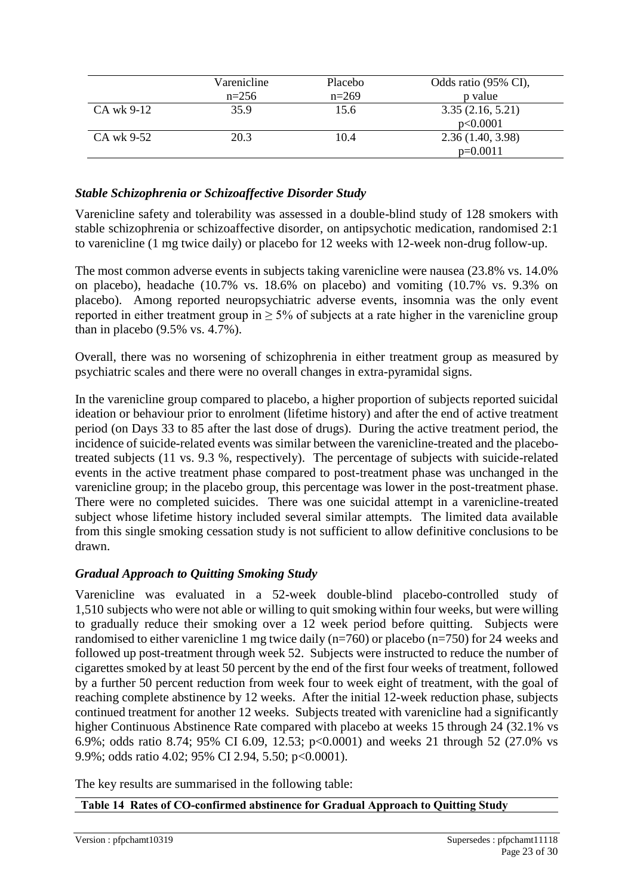| | Varenicline n=256 | Placebo n=269 | Odds ratio (95% CI), p value |
|---|---|---|---|
| CA wk 9-12 | 35.9 | 15.6 | 3.35 (2.16, 5.21) p<0.0001 |
| CA wk 9-52 | 20.3 | 10.4 | 2.36 (1.40, 3.98) p=0.0011 |

### *Stable Schizophrenia or Schizoaffective Disorder Study*

Varenicline safety and tolerability was assessed in a double-blind study of 128 smokers with stable schizophrenia or schizoaffective disorder, on antipsychotic medication, randomised 2:1 to varenicline (1 mg twice daily) or placebo for 12 weeks with 12-week non-drug follow-up.

The most common adverse events in subjects taking varenicline were nausea (23.8% vs. 14.0% on placebo), headache (10.7% vs. 18.6% on placebo) and vomiting (10.7% vs. 9.3% on placebo). Among reported neuropsychiatric adverse events, insomnia was the only event reported in either treatment group in ≥ 5% of subjects at a rate higher in the varenicline group than in placebo (9.5% vs. 4.7%).

Overall, there was no worsening of schizophrenia in either treatment group as measured by psychiatric scales and there were no overall changes in extra-pyramidal signs.

In the varenicline group compared to placebo, a higher proportion of subjects reported suicidal ideation or behaviour prior to enrolment (lifetime history) and after the end of active treatment period (on Days 33 to 85 after the last dose of drugs). During the active treatment period, the incidence of suicide-related events was similar between the varenicline-treated and the placebo-treated subjects (11 vs. 9.3 %, respectively). The percentage of subjects with suicide-related events in the active treatment phase compared to post-treatment phase was unchanged in the varenicline group; in the placebo group, this percentage was lower in the post-treatment phase. There were no completed suicides. There was one suicidal attempt in a varenicline-treated subject whose lifetime history included several similar attempts. The limited data available from this single smoking cessation study is not sufficient to allow definitive conclusions to be drawn.

### *Gradual Approach to Quitting Smoking Study*

Varenicline was evaluated in a 52-week double-blind placebo-controlled study of 1,510 subjects who were not able or willing to quit smoking within four weeks, but were willing to gradually reduce their smoking over a 12 week period before quitting. Subjects were randomised to either varenicline 1 mg twice daily (n=760) or placebo (n=750) for 24 weeks and followed up post-treatment through week 52. Subjects were instructed to reduce the number of cigarettes smoked by at least 50 percent by the end of the first four weeks of treatment, followed by a further 50 percent reduction from week four to week eight of treatment, with the goal of reaching complete abstinence by 12 weeks. After the initial 12-week reduction phase, subjects continued treatment for another 12 weeks. Subjects treated with varenicline had a significantly higher Continuous Abstinence Rate compared with placebo at weeks 15 through 24 (32.1% vs 6.9%; odds ratio 8.74; 95% CI 6.09, 12.53; p<0.0001) and weeks 21 through 52 (27.0% vs 9.9%; odds ratio 4.02; 95% CI 2.94, 5.50; p<0.0001).

The key results are summarised in the following table:

**Table 14 Rates of CO-confirmed abstinence for Gradual Approach to Quitting Study**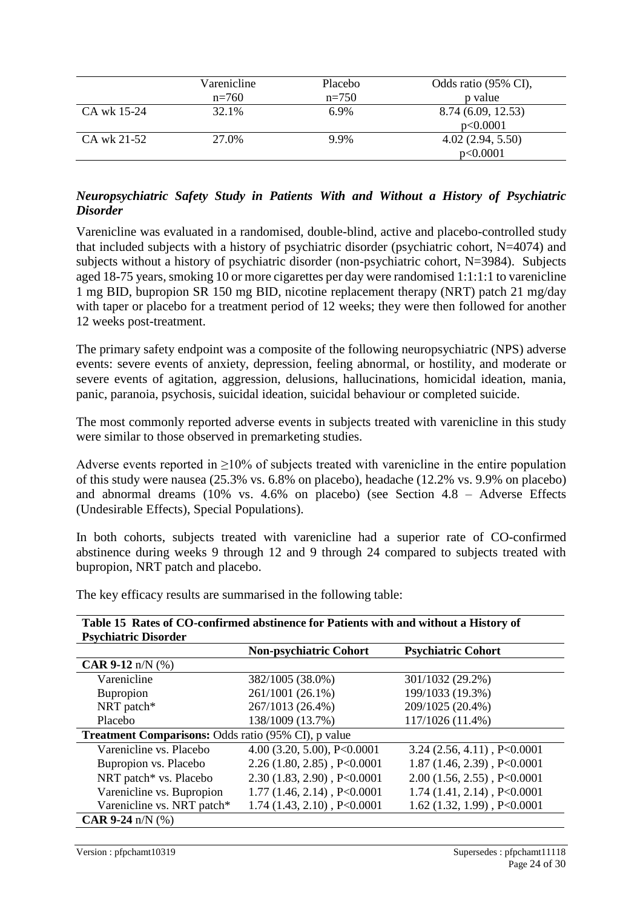| | Varenicline n=760 | Placebo n=750 | Odds ratio (95% CI), p value |
|---|---|---|---|
| CA wk 15-24 | 32.1% | 6.9% | 8.74 (6.09, 12.53) p<0.0001 |
| CA wk 21-52 | 27.0% | 9.9% | 4.02 (2.94, 5.50) p<0.0001 |

### *Neuropsychiatric Safety Study in Patients With and Without a History of Psychiatric Disorder*

Varenicline was evaluated in a randomised, double-blind, active and placebo-controlled study that included subjects with a history of psychiatric disorder (psychiatric cohort, N=4074) and subjects without a history of psychiatric disorder (non-psychiatric cohort, N=3984). Subjects aged 18-75 years, smoking 10 or more cigarettes per day were randomised 1:1:1:1 to varenicline 1 mg BID, bupropion SR 150 mg BID, nicotine replacement therapy (NRT) patch 21 mg/day with taper or placebo for a treatment period of 12 weeks; they were then followed for another 12 weeks post-treatment.

The primary safety endpoint was a composite of the following neuropsychiatric (NPS) adverse events: severe events of anxiety, depression, feeling abnormal, or hostility, and moderate or severe events of agitation, aggression, delusions, hallucinations, homicidal ideation, mania, panic, paranoia, psychosis, suicidal ideation, suicidal behaviour or completed suicide.

The most commonly reported adverse events in subjects treated with varenicline in this study were similar to those observed in premarketing studies.

Adverse events reported in ≥10% of subjects treated with varenicline in the entire population of this study were nausea (25.3% vs. 6.8% on placebo), headache (12.2% vs. 9.9% on placebo) and abnormal dreams (10% vs. 4.6% on placebo) (see Section 4.8 – Adverse Effects (Undesirable Effects), Special Populations).

In both cohorts, subjects treated with varenicline had a superior rate of CO-confirmed abstinence during weeks 9 through 12 and 9 through 24 compared to subjects treated with bupropion, NRT patch and placebo.

The key efficacy results are summarised in the following table:

**Table 15 Rates of CO-confirmed abstinence for Patients with and without a History of Psychiatric Disorder**

| | **Non-psychiatric Cohort** | **Psychiatric Cohort** |
|---|---|---|
| **CAR 9-12** n/N (%) | | |
| Varenicline | 382/1005 (38.0%) | 301/1032 (29.2%) |
| Bupropion | 261/1001 (26.1%) | 199/1033 (19.3%) |
| NRT patch* | 267/1013 (26.4%) | 209/1025 (20.4%) |
| Placebo | 138/1009 (13.7%) | 117/1026 (11.4%) |
| **Treatment Comparisons:** Odds ratio (95% CI), p value | | |
| Varenicline vs. Placebo | 4.00 (3.20, 5.00), P<0.0001 | 3.24 (2.56, 4.11) , P<0.0001 |
| Bupropion vs. Placebo | 2.26 (1.80, 2.85) , P<0.0001 | 1.87 (1.46, 2.39) , P<0.0001 |
| NRT patch* vs. Placebo | 2.30 (1.83, 2.90) , P<0.0001 | 2.00 (1.56, 2.55) , P<0.0001 |
| Varenicline vs. Bupropion | 1.77 (1.46, 2.14) , P<0.0001 | 1.74 (1.41, 2.14) , P<0.0001 |
| Varenicline vs. NRT patch* | 1.74 (1.43, 2.10) , P<0.0001 | 1.62 (1.32, 1.99) , P<0.0001 |
| **CAR 9-24** n/N (%) | | |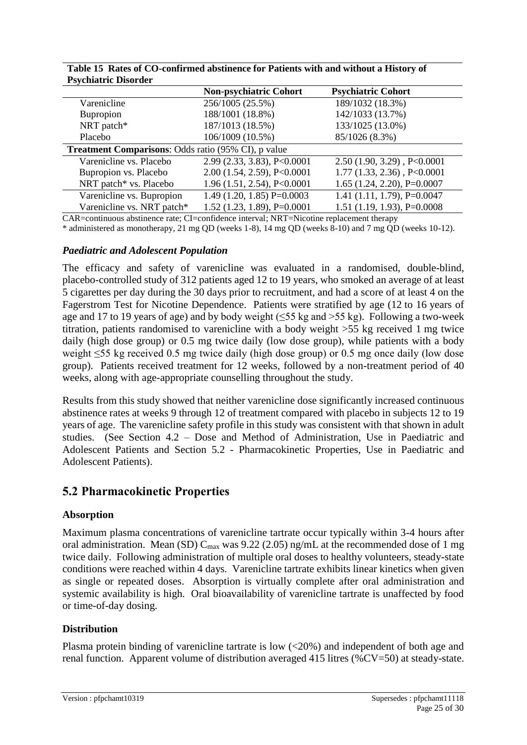**Table 15 Rates of CO-confirmed abstinence for Patients with and without a History of Psychiatric Disorder**

| | Non-psychiatric Cohort | Psychiatric Cohort |
|---|---|---|
| Varenicline | 256/1005 (25.5%) | 189/1032 (18.3%) |
| Bupropion | 188/1001 (18.8%) | 142/1033 (13.7%) |
| NRT patch* | 187/1013 (18.5%) | 133/1025 (13.0%) |
| Placebo | 106/1009 (10.5%) | 85/1026 (8.3%) |
| **Treatment Comparisons**: Odds ratio (95% CI), p value | | |
| Varenicline vs. Placebo | 2.99 (2.33, 3.83), P<0.0001 | 2.50 (1.90, 3.29) , P<0.0001 |
| Bupropion vs. Placebo | 2.00 (1.54, 2.59), P<0.0001 | 1.77 (1.33, 2.36) , P<0.0001 |
| NRT patch* vs. Placebo | 1.96 (1.51, 2.54), P<0.0001 | 1.65 (1.24, 2.20), P=0.0007 |
| Varenicline vs. Bupropion | 1.49 (1.20, 1.85) P=0.0003 | 1.41 (1.11, 1.79), P=0.0047 |
| Varenicline vs. NRT patch* | 1.52 (1.23, 1.89), P=0.0001 | 1.51 (1.19, 1.93), P=0.0008 |

CAR=continuous abstinence rate; CI=confidence interval; NRT=Nicotine replacement therapy

* administered as monotherapy, 21 mg QD (weeks 1-8), 14 mg QD (weeks 8-10) and 7 mg QD (weeks 10-12).

### *Paediatric and Adolescent Population*

The efficacy and safety of varenicline was evaluated in a randomised, double-blind, placebo-controlled study of 312 patients aged 12 to 19 years, who smoked an average of at least 5 cigarettes per day during the 30 days prior to recruitment, and had a score of at least 4 on the Fagerstrom Test for Nicotine Dependence. Patients were stratified by age (12 to 16 years of age and 17 to 19 years of age) and by body weight (≤55 kg and >55 kg). Following a two-week titration, patients randomised to varenicline with a body weight >55 kg received 1 mg twice daily (high dose group) or 0.5 mg twice daily (low dose group), while patients with a body weight ≤55 kg received 0.5 mg twice daily (high dose group) or 0.5 mg once daily (low dose group). Patients received treatment for 12 weeks, followed by a non-treatment period of 40 weeks, along with age-appropriate counselling throughout the study.

Results from this study showed that neither varenicline dose significantly increased continuous abstinence rates at weeks 9 through 12 of treatment compared with placebo in subjects 12 to 19 years of age. The varenicline safety profile in this study was consistent with that shown in adult studies. (See Section 4.2 – Dose and Method of Administration, Use in Paediatric and Adolescent Patients and Section 5.2 - Pharmacokinetic Properties, Use in Paediatric and Adolescent Patients).

## 5.2 Pharmacokinetic Properties

### Absorption

Maximum plasma concentrations of varenicline tartrate occur typically within 3-4 hours after oral administration. Mean (SD) $C_{max}$ was 9.22 (2.05) ng/mL at the recommended dose of 1 mg twice daily. Following administration of multiple oral doses to healthy volunteers, steady-state conditions were reached within 4 days. Varenicline tartrate exhibits linear kinetics when given as single or repeated doses. Absorption is virtually complete after oral administration and systemic availability is high. Oral bioavailability of varenicline tartrate is unaffected by food or time-of-day dosing.

### Distribution

Plasma protein binding of varenicline tartrate is low (<20%) and independent of both age and renal function. Apparent volume of distribution averaged 415 litres (%CV=50) at steady-state.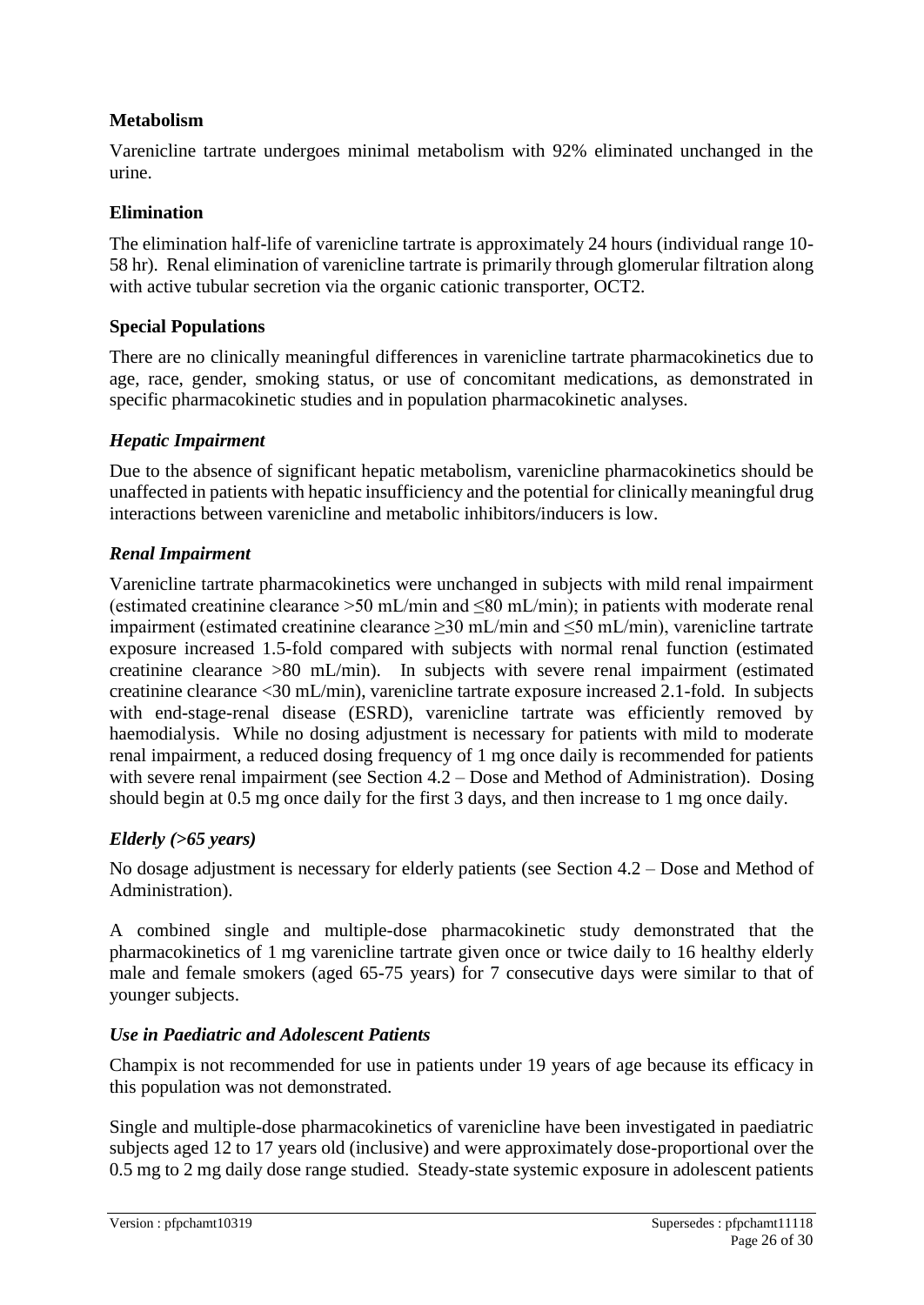## Metabolism

Varenicline tartrate undergoes minimal metabolism with 92% eliminated unchanged in the urine.

## Elimination

The elimination half-life of varenicline tartrate is approximately 24 hours (individual range 10-58 hr). Renal elimination of varenicline tartrate is primarily through glomerular filtration along with active tubular secretion via the organic cationic transporter, OCT2.

## Special Populations

There are no clinically meaningful differences in varenicline tartrate pharmacokinetics due to age, race, gender, smoking status, or use of concomitant medications, as demonstrated in specific pharmacokinetic studies and in population pharmacokinetic analyses.

### *Hepatic Impairment*

Due to the absence of significant hepatic metabolism, varenicline pharmacokinetics should be unaffected in patients with hepatic insufficiency and the potential for clinically meaningful drug interactions between varenicline and metabolic inhibitors/inducers is low.

### *Renal Impairment*

Varenicline tartrate pharmacokinetics were unchanged in subjects with mild renal impairment (estimated creatinine clearance >50 mL/min and ≤80 mL/min); in patients with moderate renal impairment (estimated creatinine clearance ≥30 mL/min and ≤50 mL/min), varenicline tartrate exposure increased 1.5-fold compared with subjects with normal renal function (estimated creatinine clearance >80 mL/min). In subjects with severe renal impairment (estimated creatinine clearance <30 mL/min), varenicline tartrate exposure increased 2.1-fold. In subjects with end-stage-renal disease (ESRD), varenicline tartrate was efficiently removed by haemodialysis. While no dosing adjustment is necessary for patients with mild to moderate renal impairment, a reduced dosing frequency of 1 mg once daily is recommended for patients with severe renal impairment (see Section 4.2 – Dose and Method of Administration). Dosing should begin at 0.5 mg once daily for the first 3 days, and then increase to 1 mg once daily.

### *Elderly (>65 years)*

No dosage adjustment is necessary for elderly patients (see Section 4.2 – Dose and Method of Administration).

A combined single and multiple-dose pharmacokinetic study demonstrated that the pharmacokinetics of 1 mg varenicline tartrate given once or twice daily to 16 healthy elderly male and female smokers (aged 65-75 years) for 7 consecutive days were similar to that of younger subjects.

### *Use in Paediatric and Adolescent Patients*

Champix is not recommended for use in patients under 19 years of age because its efficacy in this population was not demonstrated.

Single and multiple-dose pharmacokinetics of varenicline have been investigated in paediatric subjects aged 12 to 17 years old (inclusive) and were approximately dose-proportional over the 0.5 mg to 2 mg daily dose range studied. Steady-state systemic exposure in adolescent patients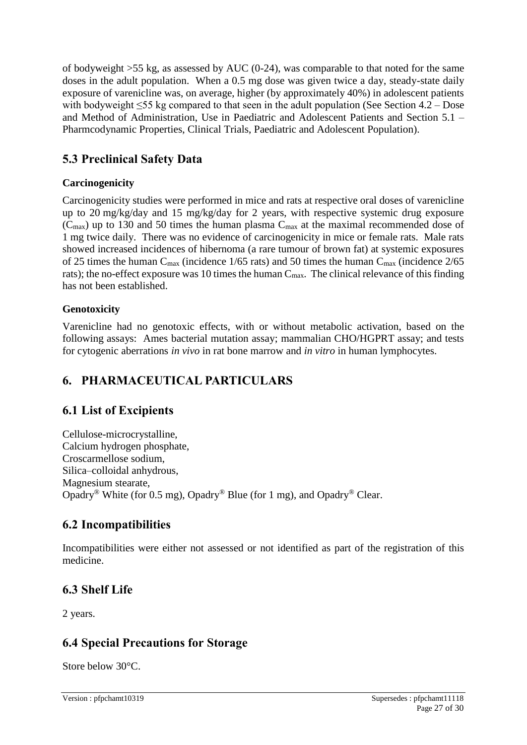of bodyweight >55 kg, as assessed by AUC (0-24), was comparable to that noted for the same doses in the adult population. When a 0.5 mg dose was given twice a day, steady-state daily exposure of varenicline was, on average, higher (by approximately 40%) in adolescent patients with bodyweight ≤55 kg compared to that seen in the adult population (See Section 4.2 – Dose and Method of Administration, Use in Paediatric and Adolescent Patients and Section 5.1 – Pharmcodynamic Properties, Clinical Trials, Paediatric and Adolescent Population).

## 5.3 Preclinical Safety Data

**Carcinogenicity**

Carcinogenicity studies were performed in mice and rats at respective oral doses of varenicline up to 20 mg/kg/day and 15 mg/kg/day for 2 years, with respective systemic drug exposure ($C_{max}$) up to 130 and 50 times the human plasma $C_{max}$ at the maximal recommended dose of 1 mg twice daily. There was no evidence of carcinogenicity in mice or female rats. Male rats showed increased incidences of hibernoma (a rare tumour of brown fat) at systemic exposures of 25 times the human $C_{max}$ (incidence 1/65 rats) and 50 times the human $C_{max}$ (incidence 2/65 rats); the no-effect exposure was 10 times the human $C_{max}$. The clinical relevance of this finding has not been established.

**Genotoxicity**

Varenicline had no genotoxic effects, with or without metabolic activation, based on the following assays: Ames bacterial mutation assay; mammalian CHO/HGPRT assay; and tests for cytogenic aberrations *in vivo* in rat bone marrow and *in vitro* in human lymphocytes.

# 6. PHARMACEUTICAL PARTICULARS

## 6.1 List of Excipients

Cellulose-microcrystalline,
Calcium hydrogen phosphate,
Croscarmellose sodium,
Silica–colloidal anhydrous,
Magnesium stearate,
Opadry® White (for 0.5 mg), Opadry® Blue (for 1 mg), and Opadry® Clear.

## 6.2 Incompatibilities

Incompatibilities were either not assessed or not identified as part of the registration of this medicine.

## 6.3 Shelf Life

2 years.

## 6.4 Special Precautions for Storage

Store below 30°C.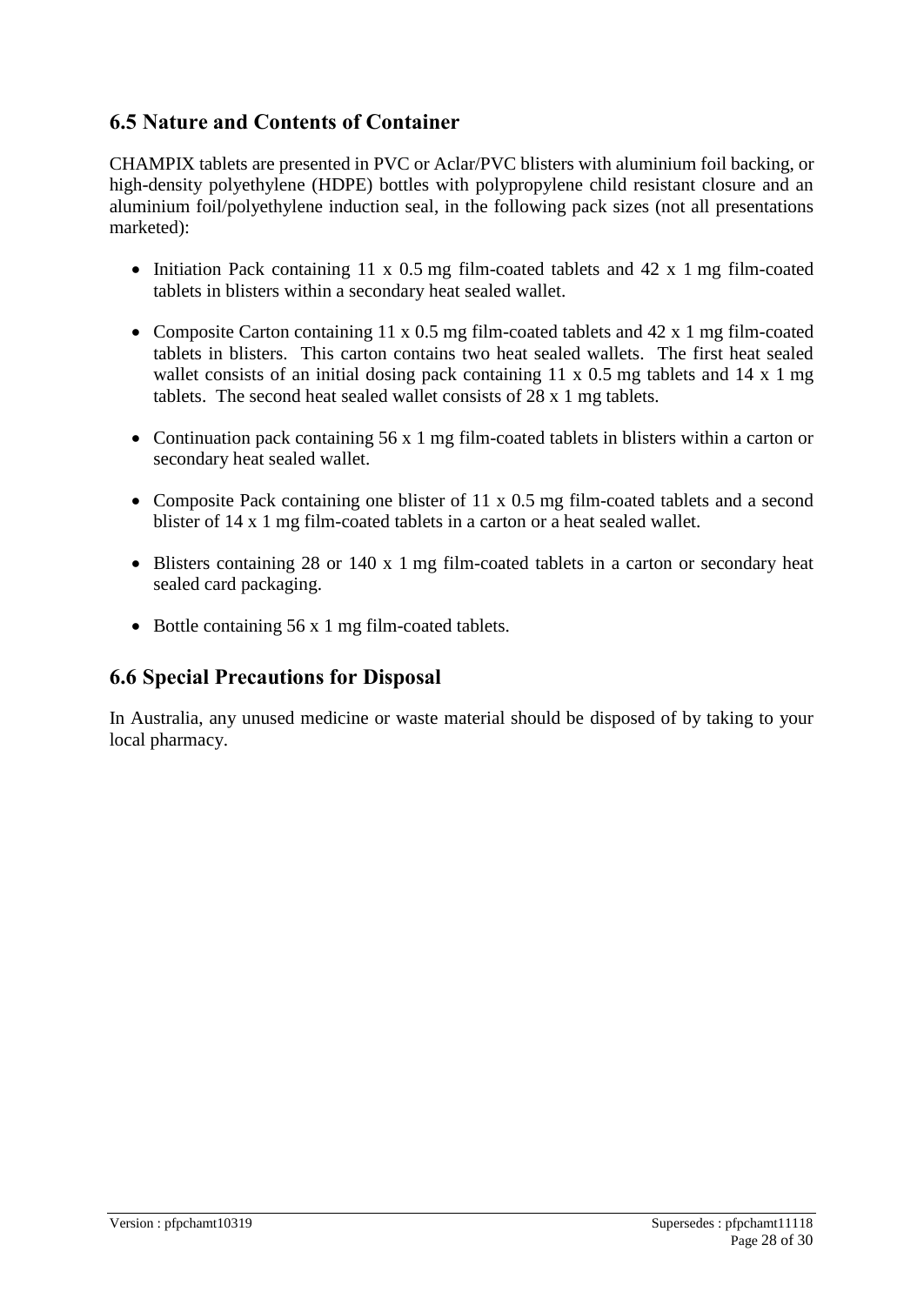## 6.5 Nature and Contents of Container

CHAMPIX tablets are presented in PVC or Aclar/PVC blisters with aluminium foil backing, or high-density polyethylene (HDPE) bottles with polypropylene child resistant closure and an aluminium foil/polyethylene induction seal, in the following pack sizes (not all presentations marketed):

- Initiation Pack containing 11 x 0.5 mg film-coated tablets and 42 x 1 mg film-coated tablets in blisters within a secondary heat sealed wallet.
- Composite Carton containing 11 x 0.5 mg film-coated tablets and 42 x 1 mg film-coated tablets in blisters. This carton contains two heat sealed wallets. The first heat sealed wallet consists of an initial dosing pack containing 11 x 0.5 mg tablets and 14 x 1 mg tablets. The second heat sealed wallet consists of 28 x 1 mg tablets.
- Continuation pack containing 56 x 1 mg film-coated tablets in blisters within a carton or secondary heat sealed wallet.
- Composite Pack containing one blister of 11 x 0.5 mg film-coated tablets and a second blister of 14 x 1 mg film-coated tablets in a carton or a heat sealed wallet.
- Blisters containing 28 or 140 x 1 mg film-coated tablets in a carton or secondary heat sealed card packaging.
- Bottle containing 56 x 1 mg film-coated tablets.

## 6.6 Special Precautions for Disposal

In Australia, any unused medicine or waste material should be disposed of by taking to your local pharmacy.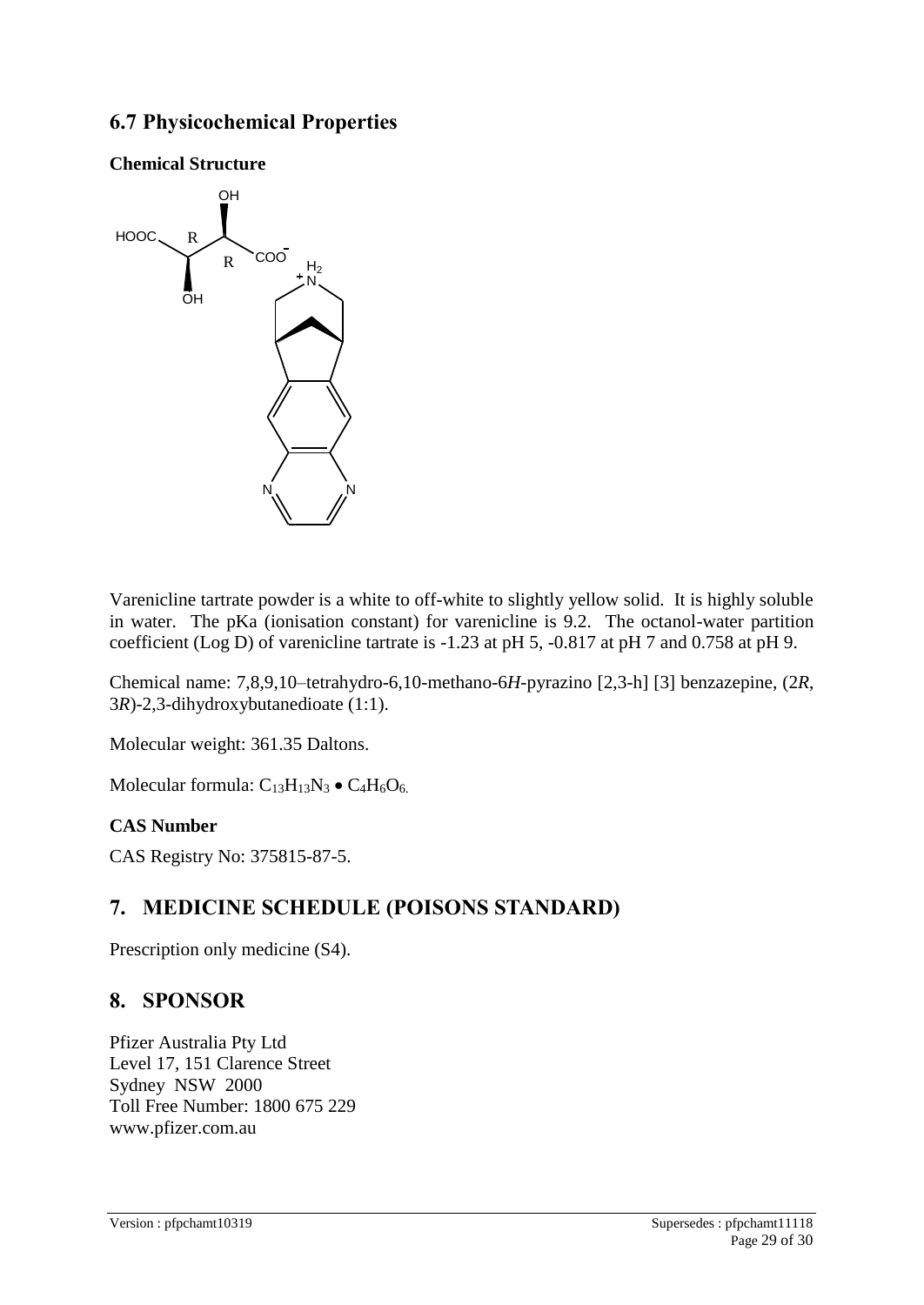## 6.7 Physicochemical Properties

**Chemical Structure**

Varenicline tartrate powder is a white to off-white to slightly yellow solid. It is highly soluble in water. The pKa (ionisation constant) for varenicline is 9.2. The octanol-water partition coefficient (Log D) of varenicline tartrate is -1.23 at pH 5, -0.817 at pH 7 and 0.758 at pH 9.

Chemical name: 7,8,9,10–tetrahydro-6,10-methano-6*H*-pyrazino [2,3-h] [3] benzazepine, (2*R*, 3*R*)-2,3-dihydroxybutanedioate (1:1).

Molecular weight: 361.35 Daltons.

Molecular formula: $C_{13}H_{13}N_3 \bullet C_4H_6O_6$.

**CAS Number**

CAS Registry No: 375815-87-5.

# 7. MEDICINE SCHEDULE (POISONS STANDARD)

Prescription only medicine (S4).

# 8. SPONSOR

Pfizer Australia Pty Ltd
Level 17, 151 Clarence Street
Sydney NSW 2000
Toll Free Number: 1800 675 229
www.pfizer.com.au

Version : pfpchamt10319 Supersedes : pfpchamt11118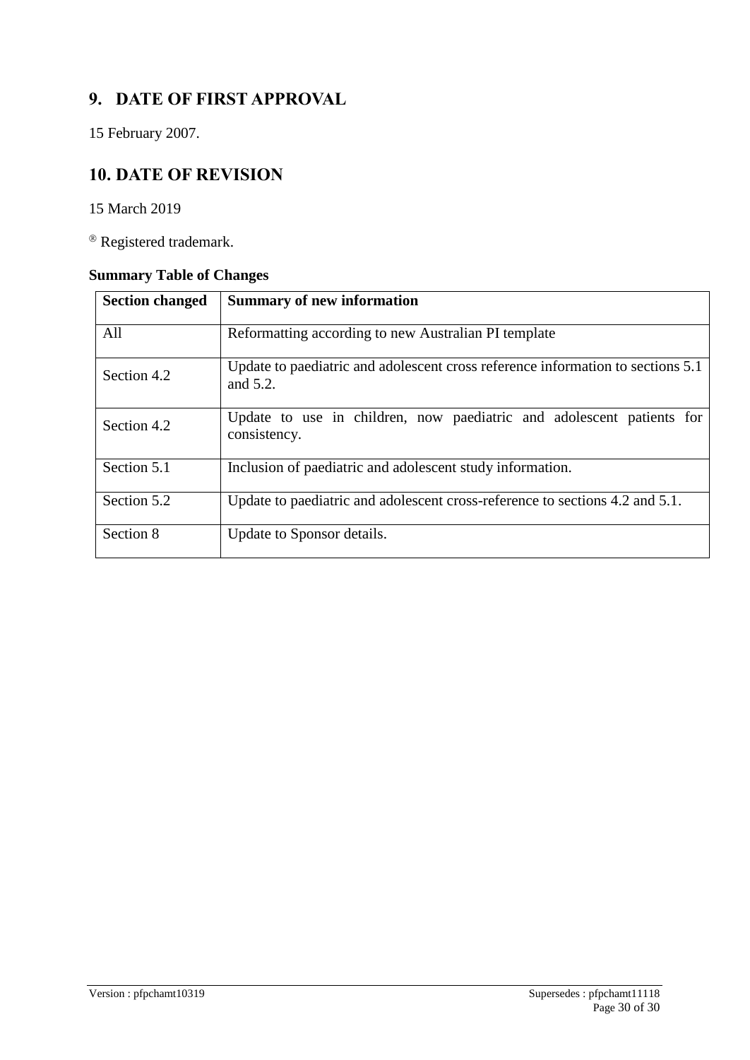## 9. DATE OF FIRST APPROVAL

15 February 2007.

## 10. DATE OF REVISION

15 March 2019

® Registered trademark.

**Summary Table of Changes**

| Section changed | Summary of new information |
|---|---|
| All | Reformatting according to new Australian PI template |
| Section 4.2 | Update to paediatric and adolescent cross reference information to sections 5.1 and 5.2. |
| Section 4.2 | Update to use in children, now paediatric and adolescent patients for consistency. |
| Section 5.1 | Inclusion of paediatric and adolescent study information. |
| Section 5.2 | Update to paediatric and adolescent cross-reference to sections 4.2 and 5.1. |
| Section 8 | Update to Sponsor details. |

Version : pfpchamt10319 Supersedes : pfpchamt11118